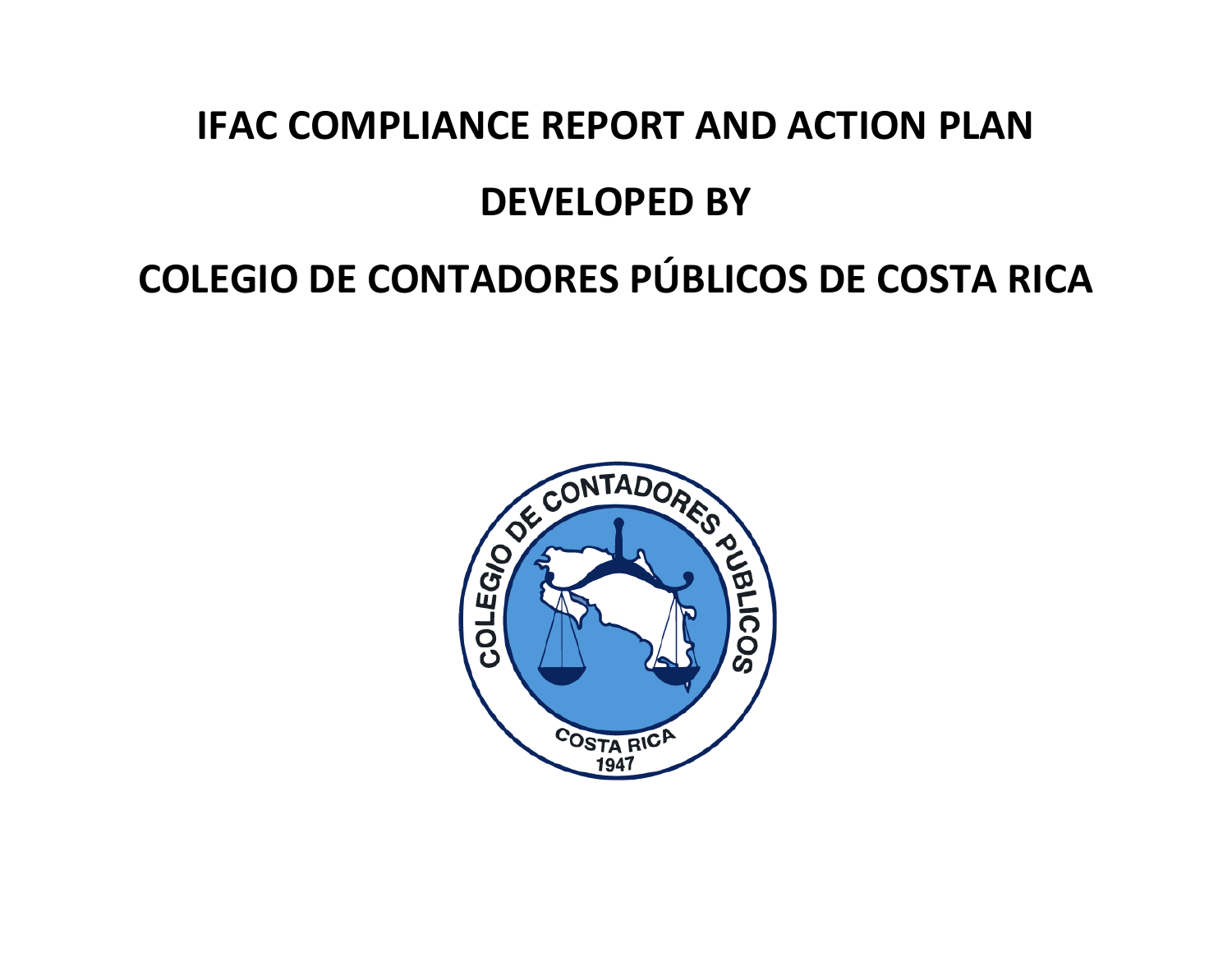# IFAC COMPLIANCE REPORT AND ACTION PLAN

# DEVELOPED BY

# COLEGIO DE CONTADORES PÚBLICOS DE COSTA RICA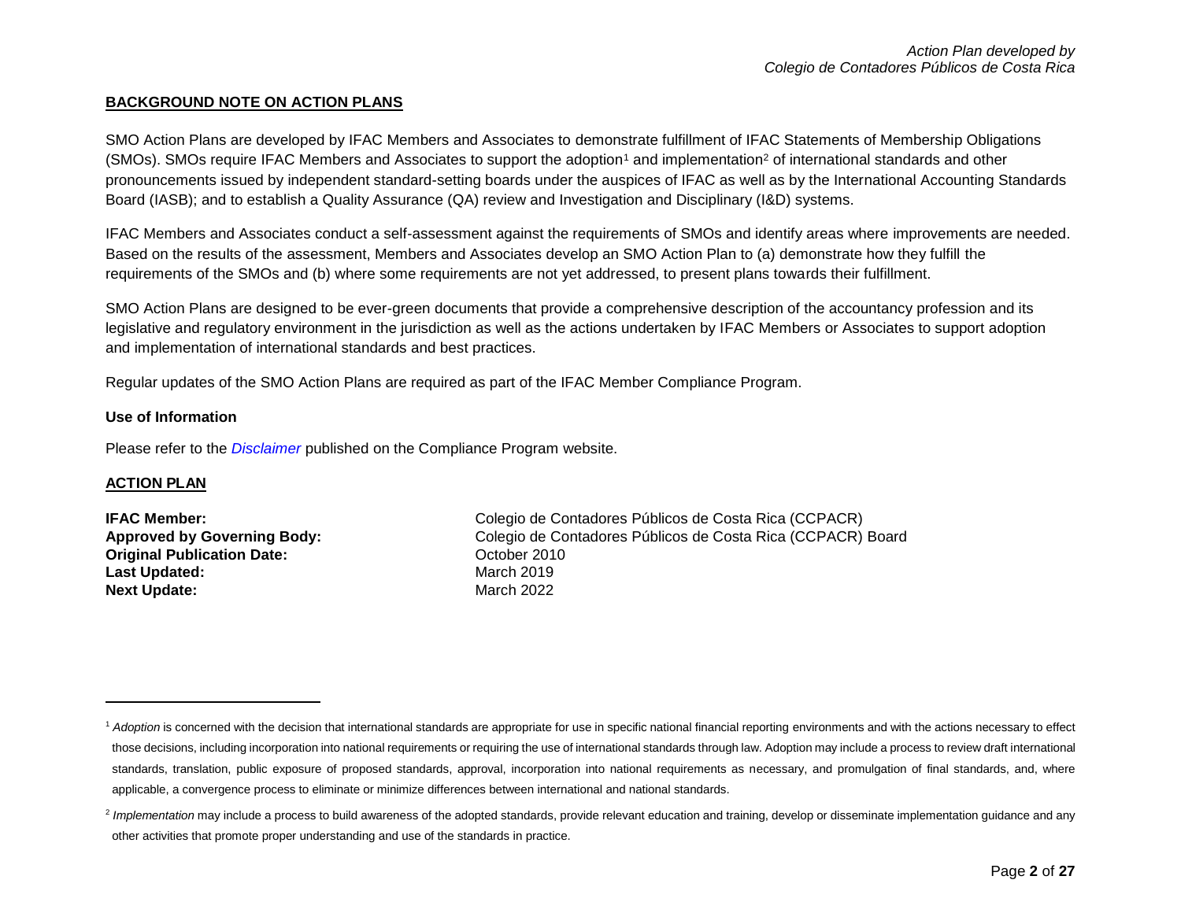## BACKGROUND NOTE ON ACTION PLANS

SMO Action Plans are developed by IFAC Members and Associates to demonstrate fulfillment of IFAC Statements of Membership Obligations (SMOs). SMOs require IFAC Members and Associates to support the adoption[1] and implementation[2] of international standards and other pronouncements issued by independent standard-setting boards under the auspices of IFAC as well as by the International Accounting Standards Board (IASB); and to establish a Quality Assurance (QA) review and Investigation and Disciplinary (I&D) systems.

IFAC Members and Associates conduct a self-assessment against the requirements of SMOs and identify areas where improvements are needed. Based on the results of the assessment, Members and Associates develop an SMO Action Plan to (a) demonstrate how they fulfill the requirements of the SMOs and (b) where some requirements are not yet addressed, to present plans towards their fulfillment.

SMO Action Plans are designed to be ever-green documents that provide a comprehensive description of the accountancy profession and its legislative and regulatory environment in the jurisdiction as well as the actions undertaken by IFAC Members or Associates to support adoption and implementation of international standards and best practices.

Regular updates of the SMO Action Plans are required as part of the IFAC Member Compliance Program.

### Use of Information

Please refer to the *Disclaimer* published on the Compliance Program website.

## ACTION PLAN

**IFAC Member:** Colegio de Contadores Públicos de Costa Rica (CCPACR)
**Approved by Governing Body:** Colegio de Contadores Públicos de Costa Rica (CCPACR) Board
**Original Publication Date:** October 2010
**Last Updated:** March 2019
**Next Update:** March 2022

---

[1] *Adoption* is concerned with the decision that international standards are appropriate for use in specific national financial reporting environments and with the actions necessary to effect those decisions, including incorporation into national requirements or requiring the use of international standards through law. Adoption may include a process to review draft international standards, translation, public exposure of proposed standards, approval, incorporation into national requirements as necessary, and promulgation of final standards, and, where applicable, a convergence process to eliminate or minimize differences between international and national standards.

[2] *Implementation* may include a process to build awareness of the adopted standards, provide relevant education and training, develop or disseminate implementation guidance and any other activities that promote proper understanding and use of the standards in practice.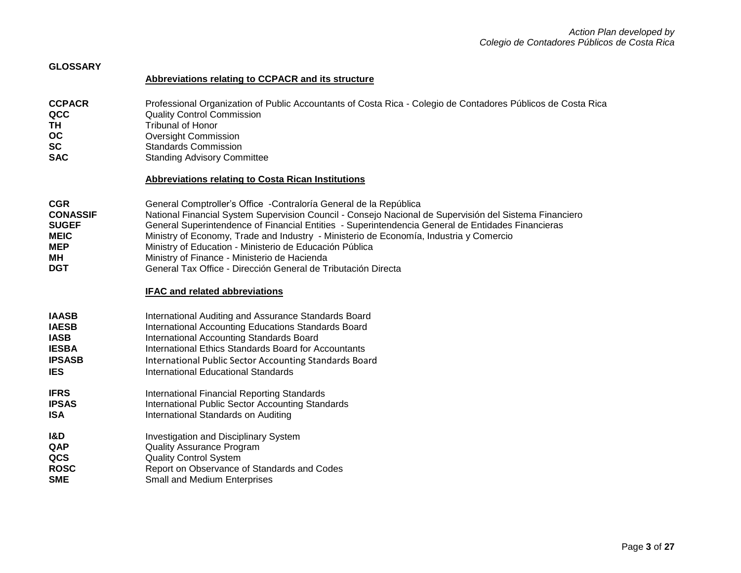## GLOSSARY

### Abbreviations relating to CCPACR and its structure

| | |
|---|---|
| **CCPACR** | Professional Organization of Public Accountants of Costa Rica - Colegio de Contadores Públicos de Costa Rica |
| **QCC** | Quality Control Commission |
| **TH** | Tribunal of Honor |
| **OC** | Oversight Commission |
| **SC** | Standards Commission |
| **SAC** | Standing Advisory Committee |

### Abbreviations relating to Costa Rican Institutions

| | |
|---|---|
| **CGR** | General Comptroller's Office -Contraloría General de la República |
| **CONASSIF** | National Financial System Supervision Council - Consejo Nacional de Supervisión del Sistema Financiero |
| **SUGEF** | General Superintendence of Financial Entities - Superintendencia General de Entidades Financieras |
| **MEIC** | Ministry of Economy, Trade and Industry - Ministerio de Economía, Industria y Comercio |
| **MEP** | Ministry of Education - Ministerio de Educación Pública |
| **MH** | Ministry of Finance - Ministerio de Hacienda |
| **DGT** | General Tax Office - Dirección General de Tributación Directa |

### IFAC and related abbreviations

| | |
|---|---|
| **IAASB** | International Auditing and Assurance Standards Board |
| **IAESB** | International Accounting Educations Standards Board |
| **IASB** | International Accounting Standards Board |
| **IESBA** | International Ethics Standards Board for Accountants |
| **IPSASB** | International Public Sector Accounting Standards Board |
| **IES** | International Educational Standards |
| **IFRS** | International Financial Reporting Standards |
| **IPSAS** | International Public Sector Accounting Standards |
| **ISA** | International Standards on Auditing |
| **I&D** | Investigation and Disciplinary System |
| **QAP** | Quality Assurance Program |
| **QCS** | Quality Control System |
| **ROSC** | Report on Observance of Standards and Codes |
| **SME** | Small and Medium Enterprises |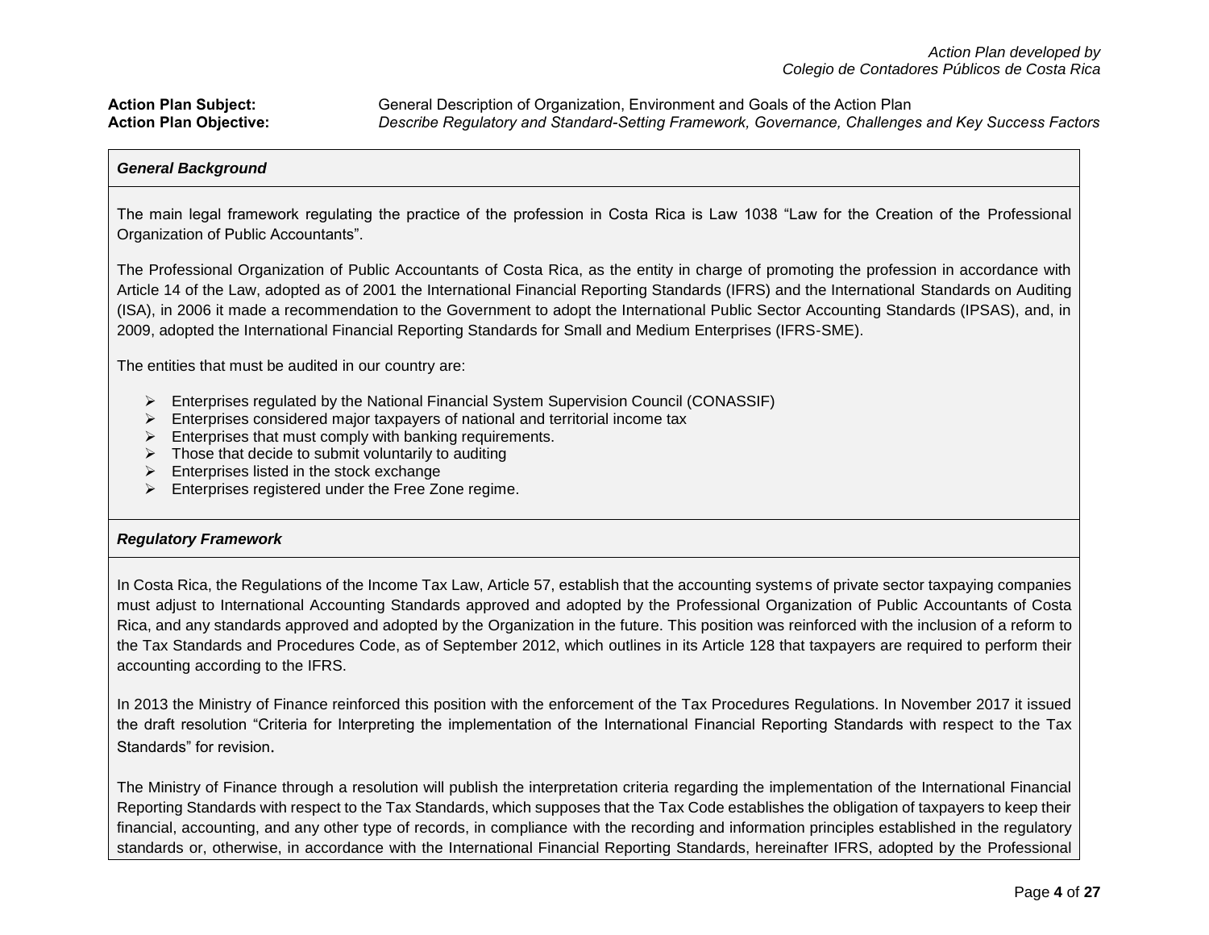**Action Plan Subject:** General Description of Organization, Environment and Goals of the Action Plan

**Action Plan Objective:** *Describe Regulatory and Standard-Setting Framework, Governance, Challenges and Key Success Factors*

### *General Background*

The main legal framework regulating the practice of the profession in Costa Rica is Law 1038 "Law for the Creation of the Professional Organization of Public Accountants".

The Professional Organization of Public Accountants of Costa Rica, as the entity in charge of promoting the profession in accordance with Article 14 of the Law, adopted as of 2001 the International Financial Reporting Standards (IFRS) and the International Standards on Auditing (ISA), in 2006 it made a recommendation to the Government to adopt the International Public Sector Accounting Standards (IPSAS), and, in 2009, adopted the International Financial Reporting Standards for Small and Medium Enterprises (IFRS-SME).

The entities that must be audited in our country are:

- Enterprises regulated by the National Financial System Supervision Council (CONASSIF)
- Enterprises considered major taxpayers of national and territorial income tax
- Enterprises that must comply with banking requirements.
- Those that decide to submit voluntarily to auditing
- Enterprises listed in the stock exchange
- Enterprises registered under the Free Zone regime.

### *Regulatory Framework*

In Costa Rica, the Regulations of the Income Tax Law, Article 57, establish that the accounting systems of private sector taxpaying companies must adjust to International Accounting Standards approved and adopted by the Professional Organization of Public Accountants of Costa Rica, and any standards approved and adopted by the Organization in the future. This position was reinforced with the inclusion of a reform to the Tax Standards and Procedures Code, as of September 2012, which outlines in its Article 128 that taxpayers are required to perform their accounting according to the IFRS.

In 2013 the Ministry of Finance reinforced this position with the enforcement of the Tax Procedures Regulations. In November 2017 it issued the draft resolution "Criteria for Interpreting the implementation of the International Financial Reporting Standards with respect to the Tax Standards" for revision.

The Ministry of Finance through a resolution will publish the interpretation criteria regarding the implementation of the International Financial Reporting Standards with respect to the Tax Standards, which supposes that the Tax Code establishes the obligation of taxpayers to keep their financial, accounting, and any other type of records, in compliance with the recording and information principles established in the regulatory standards or, otherwise, in accordance with the International Financial Reporting Standards, hereinafter IFRS, adopted by the Professional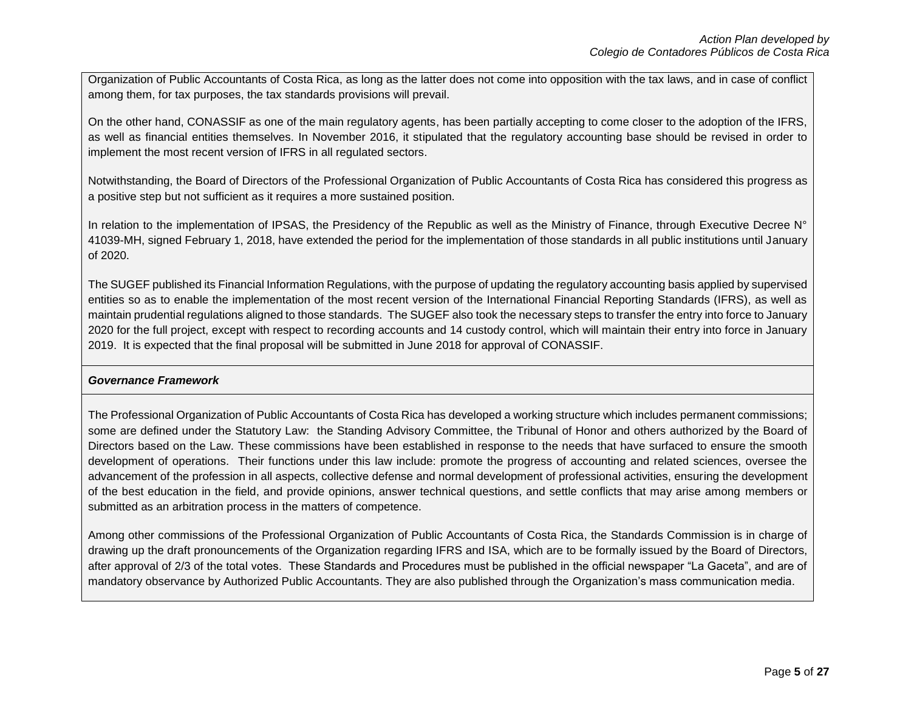Organization of Public Accountants of Costa Rica, as long as the latter does not come into opposition with the tax laws, and in case of conflict among them, for tax purposes, the tax standards provisions will prevail.

On the other hand, CONASSIF as one of the main regulatory agents, has been partially accepting to come closer to the adoption of the IFRS, as well as financial entities themselves. In November 2016, it stipulated that the regulatory accounting base should be revised in order to implement the most recent version of IFRS in all regulated sectors.

Notwithstanding, the Board of Directors of the Professional Organization of Public Accountants of Costa Rica has considered this progress as a positive step but not sufficient as it requires a more sustained position.

In relation to the implementation of IPSAS, the Presidency of the Republic as well as the Ministry of Finance, through Executive Decree N° 41039-MH, signed February 1, 2018, have extended the period for the implementation of those standards in all public institutions until January of 2020.

The SUGEF published its Financial Information Regulations, with the purpose of updating the regulatory accounting basis applied by supervised entities so as to enable the implementation of the most recent version of the International Financial Reporting Standards (IFRS), as well as maintain prudential regulations aligned to those standards. The SUGEF also took the necessary steps to transfer the entry into force to January 2020 for the full project, except with respect to recording accounts and 14 custody control, which will maintain their entry into force in January 2019. It is expected that the final proposal will be submitted in June 2018 for approval of CONASSIF.

***Governance Framework***

The Professional Organization of Public Accountants of Costa Rica has developed a working structure which includes permanent commissions; some are defined under the Statutory Law: the Standing Advisory Committee, the Tribunal of Honor and others authorized by the Board of Directors based on the Law. These commissions have been established in response to the needs that have surfaced to ensure the smooth development of operations. Their functions under this law include: promote the progress of accounting and related sciences, oversee the advancement of the profession in all aspects, collective defense and normal development of professional activities, ensuring the development of the best education in the field, and provide opinions, answer technical questions, and settle conflicts that may arise among members or submitted as an arbitration process in the matters of competence.

Among other commissions of the Professional Organization of Public Accountants of Costa Rica, the Standards Commission is in charge of drawing up the draft pronouncements of the Organization regarding IFRS and ISA, which are to be formally issued by the Board of Directors, after approval of 2/3 of the total votes. These Standards and Procedures must be published in the official newspaper "La Gaceta", and are of mandatory observance by Authorized Public Accountants. They are also published through the Organization's mass communication media.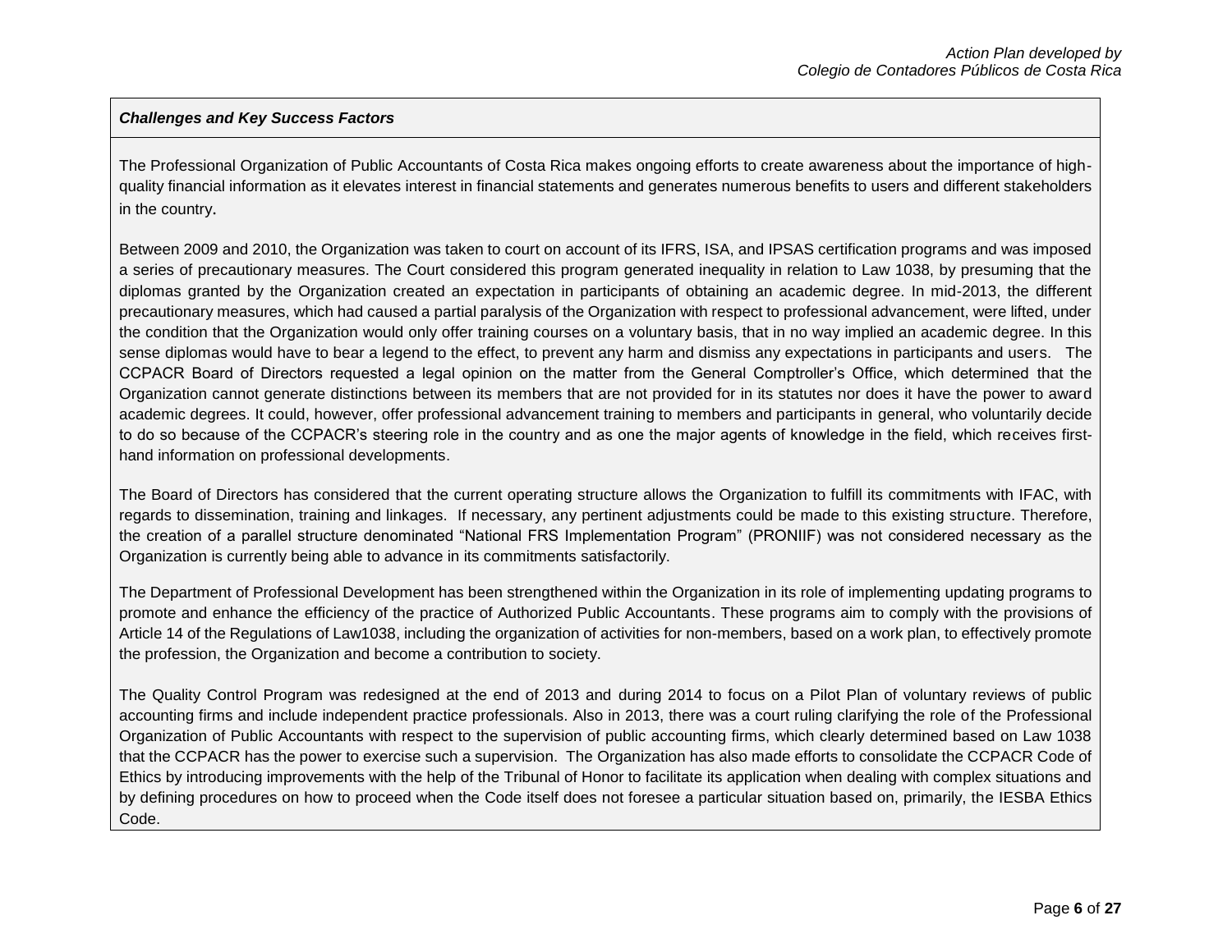***Challenges and Key Success Factors***

The Professional Organization of Public Accountants of Costa Rica makes ongoing efforts to create awareness about the importance of high-quality financial information as it elevates interest in financial statements and generates numerous benefits to users and different stakeholders in the country.

Between 2009 and 2010, the Organization was taken to court on account of its IFRS, ISA, and IPSAS certification programs and was imposed a series of precautionary measures. The Court considered this program generated inequality in relation to Law 1038, by presuming that the diplomas granted by the Organization created an expectation in participants of obtaining an academic degree. In mid-2013, the different precautionary measures, which had caused a partial paralysis of the Organization with respect to professional advancement, were lifted, under the condition that the Organization would only offer training courses on a voluntary basis, that in no way implied an academic degree. In this sense diplomas would have to bear a legend to the effect, to prevent any harm and dismiss any expectations in participants and users. The CCPACR Board of Directors requested a legal opinion on the matter from the General Comptroller's Office, which determined that the Organization cannot generate distinctions between its members that are not provided for in its statutes nor does it have the power to award academic degrees. It could, however, offer professional advancement training to members and participants in general, who voluntarily decide to do so because of the CCPACR's steering role in the country and as one the major agents of knowledge in the field, which receives first-hand information on professional developments.

The Board of Directors has considered that the current operating structure allows the Organization to fulfill its commitments with IFAC, with regards to dissemination, training and linkages. If necessary, any pertinent adjustments could be made to this existing structure. Therefore, the creation of a parallel structure denominated "National FRS Implementation Program" (PRONIIF) was not considered necessary as the Organization is currently being able to advance in its commitments satisfactorily.

The Department of Professional Development has been strengthened within the Organization in its role of implementing updating programs to promote and enhance the efficiency of the practice of Authorized Public Accountants. These programs aim to comply with the provisions of Article 14 of the Regulations of Law1038, including the organization of activities for non-members, based on a work plan, to effectively promote the profession, the Organization and become a contribution to society.

The Quality Control Program was redesigned at the end of 2013 and during 2014 to focus on a Pilot Plan of voluntary reviews of public accounting firms and include independent practice professionals. Also in 2013, there was a court ruling clarifying the role of the Professional Organization of Public Accountants with respect to the supervision of public accounting firms, which clearly determined based on Law 1038 that the CCPACR has the power to exercise such a supervision. The Organization has also made efforts to consolidate the CCPACR Code of Ethics by introducing improvements with the help of the Tribunal of Honor to facilitate its application when dealing with complex situations and by defining procedures on how to proceed when the Code itself does not foresee a particular situation based on, primarily, the IESBA Ethics Code.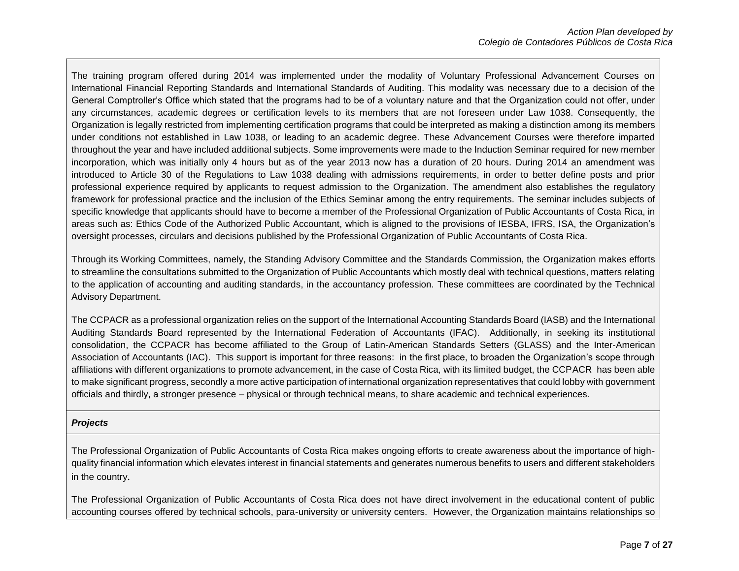The training program offered during 2014 was implemented under the modality of Voluntary Professional Advancement Courses on International Financial Reporting Standards and International Standards of Auditing. This modality was necessary due to a decision of the General Comptroller's Office which stated that the programs had to be of a voluntary nature and that the Organization could not offer, under any circumstances, academic degrees or certification levels to its members that are not foreseen under Law 1038. Consequently, the Organization is legally restricted from implementing certification programs that could be interpreted as making a distinction among its members under conditions not established in Law 1038, or leading to an academic degree. These Advancement Courses were therefore imparted throughout the year and have included additional subjects. Some improvements were made to the Induction Seminar required for new member incorporation, which was initially only 4 hours but as of the year 2013 now has a duration of 20 hours. During 2014 an amendment was introduced to Article 30 of the Regulations to Law 1038 dealing with admissions requirements, in order to better define posts and prior professional experience required by applicants to request admission to the Organization. The amendment also establishes the regulatory framework for professional practice and the inclusion of the Ethics Seminar among the entry requirements. The seminar includes subjects of specific knowledge that applicants should have to become a member of the Professional Organization of Public Accountants of Costa Rica, in areas such as: Ethics Code of the Authorized Public Accountant, which is aligned to the provisions of IESBA, IFRS, ISA, the Organization's oversight processes, circulars and decisions published by the Professional Organization of Public Accountants of Costa Rica.

Through its Working Committees, namely, the Standing Advisory Committee and the Standards Commission, the Organization makes efforts to streamline the consultations submitted to the Organization of Public Accountants which mostly deal with technical questions, matters relating to the application of accounting and auditing standards, in the accountancy profession. These committees are coordinated by the Technical Advisory Department.

The CCPACR as a professional organization relies on the support of the International Accounting Standards Board (IASB) and the International Auditing Standards Board represented by the International Federation of Accountants (IFAC). Additionally, in seeking its institutional consolidation, the CCPACR has become affiliated to the Group of Latin-American Standards Setters (GLASS) and the Inter-American Association of Accountants (IAC). This support is important for three reasons: in the first place, to broaden the Organization's scope through affiliations with different organizations to promote advancement, in the case of Costa Rica, with its limited budget, the CCPACR has been able to make significant progress, secondly a more active participation of international organization representatives that could lobby with government officials and thirdly, a stronger presence – physical or through technical means, to share academic and technical experiences.

***Projects***

The Professional Organization of Public Accountants of Costa Rica makes ongoing efforts to create awareness about the importance of high-quality financial information which elevates interest in financial statements and generates numerous benefits to users and different stakeholders in the country.

The Professional Organization of Public Accountants of Costa Rica does not have direct involvement in the educational content of public accounting courses offered by technical schools, para-university or university centers. However, the Organization maintains relationships so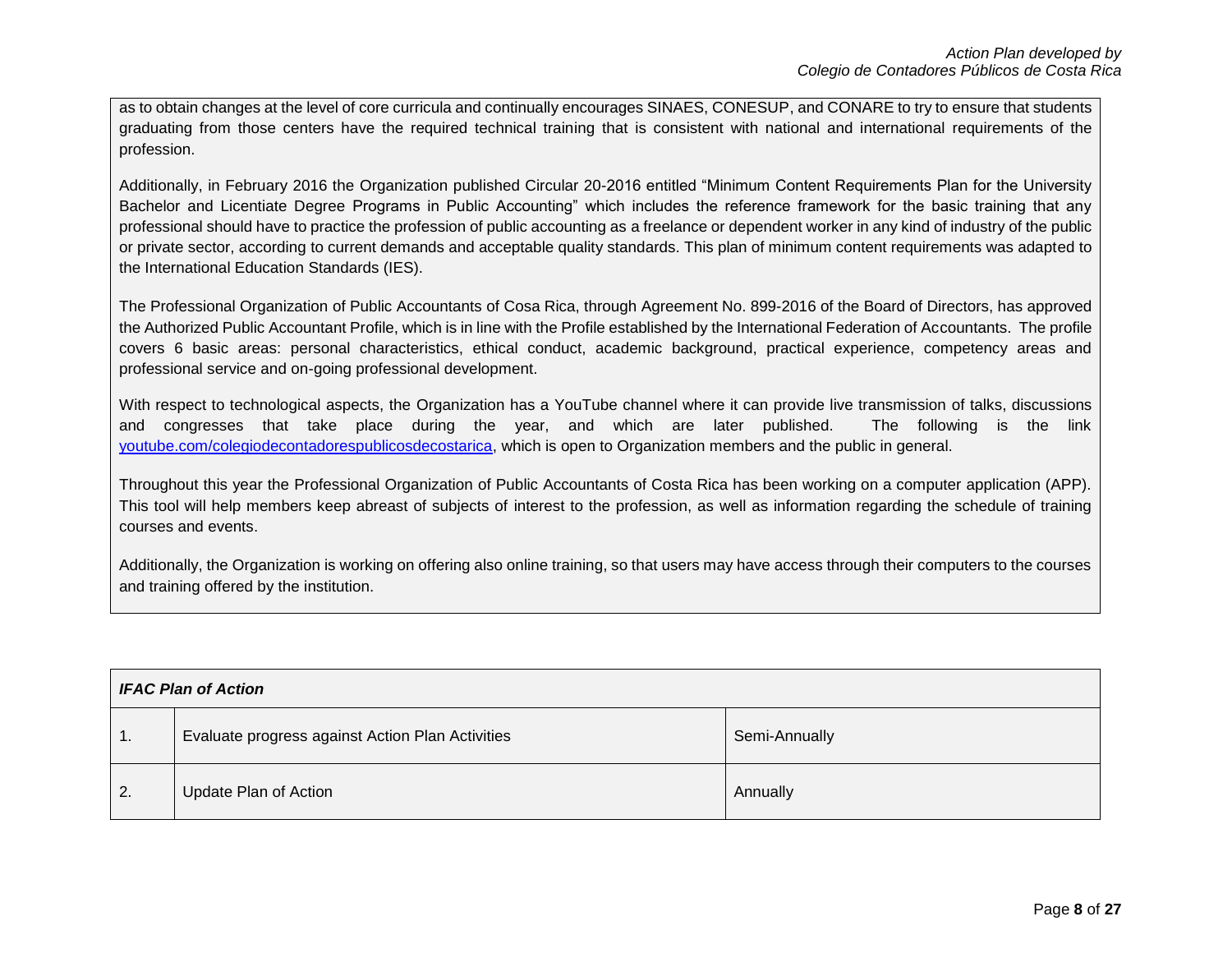as to obtain changes at the level of core curricula and continually encourages SINAES, CONESUP, and CONARE to try to ensure that students graduating from those centers have the required technical training that is consistent with national and international requirements of the profession.

Additionally, in February 2016 the Organization published Circular 20-2016 entitled "Minimum Content Requirements Plan for the University Bachelor and Licentiate Degree Programs in Public Accounting" which includes the reference framework for the basic training that any professional should have to practice the profession of public accounting as a freelance or dependent worker in any kind of industry of the public or private sector, according to current demands and acceptable quality standards. This plan of minimum content requirements was adapted to the International Education Standards (IES).

The Professional Organization of Public Accountants of Cosa Rica, through Agreement No. 899-2016 of the Board of Directors, has approved the Authorized Public Accountant Profile, which is in line with the Profile established by the International Federation of Accountants. The profile covers 6 basic areas: personal characteristics, ethical conduct, academic background, practical experience, competency areas and professional service and on-going professional development.

With respect to technological aspects, the Organization has a YouTube channel where it can provide live transmission of talks, discussions and congresses that take place during the year, and which are later published. The following is the link [youtube.com/colegiodecontadorespublicosdecostarica](youtube.com/colegiodecontadorespublicosdecostarica), which is open to Organization members and the public in general.

Throughout this year the Professional Organization of Public Accountants of Costa Rica has been working on a computer application (APP). This tool will help members keep abreast of subjects of interest to the profession, as well as information regarding the schedule of training courses and events.

Additionally, the Organization is working on offering also online training, so that users may have access through their computers to the courses and training offered by the institution.

| ***IFAC Plan of Action*** | | |
|---|---|---|
| 1. | Evaluate progress against Action Plan Activities | Semi-Annually |
| 2. | Update Plan of Action | Annually |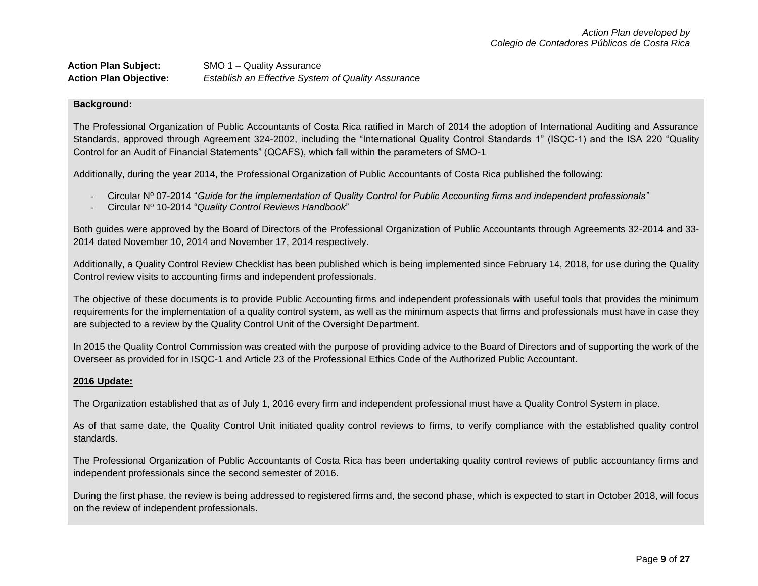**Action Plan Subject:** SMO 1 – Quality Assurance
**Action Plan Objective:** *Establish an Effective System of Quality Assurance*

**Background:**

The Professional Organization of Public Accountants of Costa Rica ratified in March of 2014 the adoption of International Auditing and Assurance Standards, approved through Agreement 324-2002, including the "International Quality Control Standards 1" (ISQC-1) and the ISA 220 "Quality Control for an Audit of Financial Statements" (QCAFS), which fall within the parameters of SMO-1

Additionally, during the year 2014, the Professional Organization of Public Accountants of Costa Rica published the following:

- Circular Nº 07-2014 "*Guide for the implementation of Quality Control for Public Accounting firms and independent professionals"*
- Circular Nº 10-2014 "*Quality Control Reviews Handbook*"

Both guides were approved by the Board of Directors of the Professional Organization of Public Accountants through Agreements 32-2014 and 33-2014 dated November 10, 2014 and November 17, 2014 respectively.

Additionally, a Quality Control Review Checklist has been published which is being implemented since February 14, 2018, for use during the Quality Control review visits to accounting firms and independent professionals.

The objective of these documents is to provide Public Accounting firms and independent professionals with useful tools that provides the minimum requirements for the implementation of a quality control system, as well as the minimum aspects that firms and professionals must have in case they are subjected to a review by the Quality Control Unit of the Oversight Department.

In 2015 the Quality Control Commission was created with the purpose of providing advice to the Board of Directors and of supporting the work of the Overseer as provided for in ISQC-1 and Article 23 of the Professional Ethics Code of the Authorized Public Accountant.

**2016 Update:**

The Organization established that as of July 1, 2016 every firm and independent professional must have a Quality Control System in place.

As of that same date, the Quality Control Unit initiated quality control reviews to firms, to verify compliance with the established quality control standards.

The Professional Organization of Public Accountants of Costa Rica has been undertaking quality control reviews of public accountancy firms and independent professionals since the second semester of 2016.

During the first phase, the review is being addressed to registered firms and, the second phase, which is expected to start in October 2018, will focus on the review of independent professionals.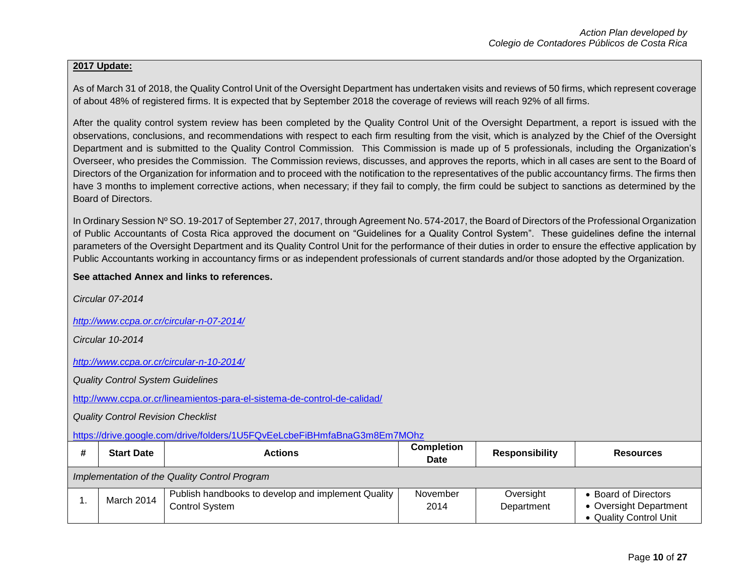**2017 Update:**

As of March 31 of 2018, the Quality Control Unit of the Oversight Department has undertaken visits and reviews of 50 firms, which represent coverage of about 48% of registered firms. It is expected that by September 2018 the coverage of reviews will reach 92% of all firms.

After the quality control system review has been completed by the Quality Control Unit of the Oversight Department, a report is issued with the observations, conclusions, and recommendations with respect to each firm resulting from the visit, which is analyzed by the Chief of the Oversight Department and is submitted to the Quality Control Commission. This Commission is made up of 5 professionals, including the Organization's Overseer, who presides the Commission. The Commission reviews, discusses, and approves the reports, which in all cases are sent to the Board of Directors of the Organization for information and to proceed with the notification to the representatives of the public accountancy firms. The firms then have 3 months to implement corrective actions, when necessary; if they fail to comply, the firm could be subject to sanctions as determined by the Board of Directors.

In Ordinary Session Nº SO. 19-2017 of September 27, 2017, through Agreement No. 574-2017, the Board of Directors of the Professional Organization of Public Accountants of Costa Rica approved the document on "Guidelines for a Quality Control System". These guidelines define the internal parameters of the Oversight Department and its Quality Control Unit for the performance of their duties in order to ensure the effective application by Public Accountants working in accountancy firms or as independent professionals of current standards and/or those adopted by the Organization.

**See attached Annex and links to references.**

*Circular 07-2014*

*http://www.ccpa.or.cr/circular-n-07-2014/*

*Circular 10-2014*

*http://www.ccpa.or.cr/circular-n-10-2014/*

*Quality Control System Guidelines*

http://www.ccpa.or.cr/lineamientos-para-el-sistema-de-control-de-calidad/

*Quality Control Revision Checklist*

https://drive.google.com/drive/folders/1U5FQvEeLcbeFiBHmfaBnaG3m8Em7MOhz

| # | Start Date | Actions | Completion Date | Responsibility | Resources |
|---|---|---|---|---|---|
| *Implementation of the Quality Control Program* | | | | | |
| 1. | March 2014 | Publish handbooks to develop and implement Quality Control System | November 2014 | Oversight Department | • Board of Directors<br>• Oversight Department<br>• Quality Control Unit |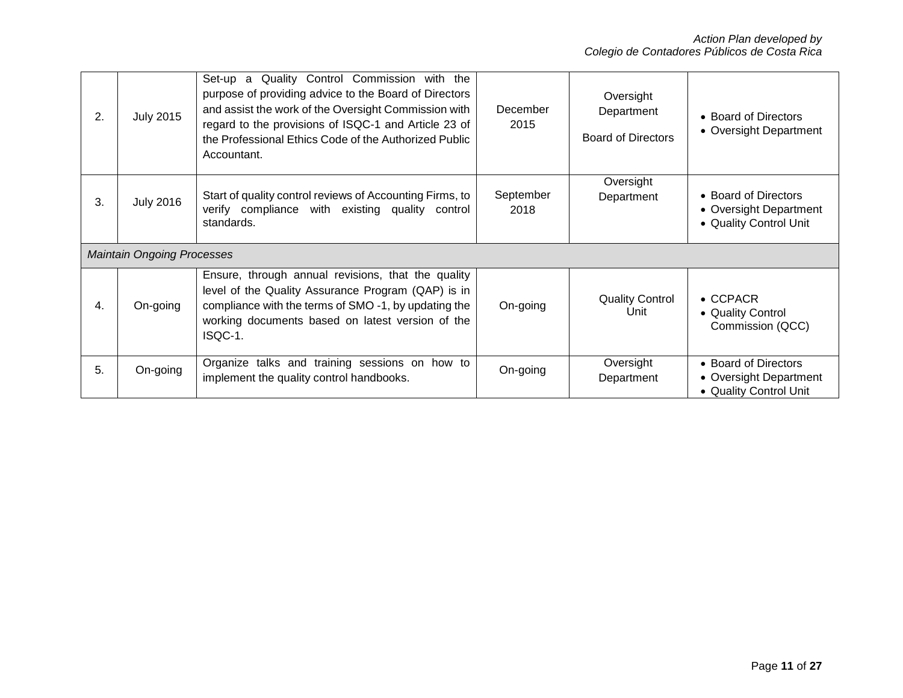| | | | | | |
|---|---|---|---|---|---|
| 2. | July 2015 | Set-up a Quality Control Commission with the purpose of providing advice to the Board of Directors and assist the work of the Oversight Commission with regard to the provisions of ISQC-1 and Article 23 of the Professional Ethics Code of the Authorized Public Accountant. | December 2015 | Oversight Department<br><br>Board of Directors | • Board of Directors<br>• Oversight Department |
| 3. | July 2016 | Start of quality control reviews of Accounting Firms, to verify compliance with existing quality control standards. | September 2018 | Oversight Department | • Board of Directors<br>• Oversight Department<br>• Quality Control Unit |
| *Maintain Ongoing Processes* | | | | | |
| 4. | On-going | Ensure, through annual revisions, that the quality level of the Quality Assurance Program (QAP) is in compliance with the terms of SMO -1, by updating the working documents based on latest version of the ISQC-1. | On-going | Quality Control Unit | • CCPACR<br>• Quality Control Commission (QCC) |
| 5. | On-going | Organize talks and training sessions on how to implement the quality control handbooks. | On-going | Oversight Department | • Board of Directors<br>• Oversight Department<br>• Quality Control Unit |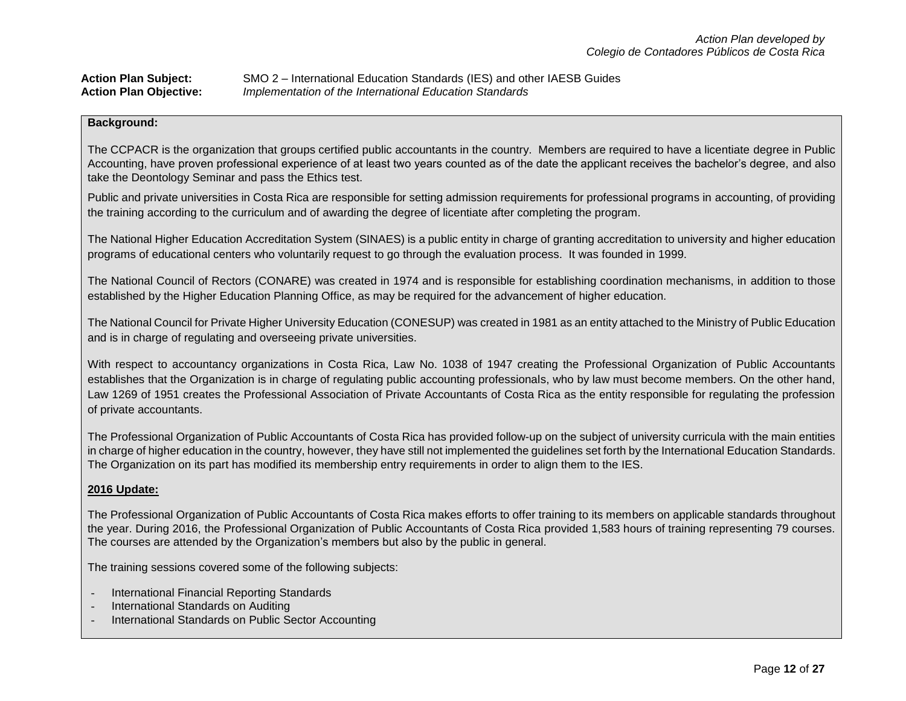*Action Plan developed by*
*Colegio de Contadores Públicos de Costa Rica*

**Action Plan Subject:** SMO 2 – International Education Standards (IES) and other IAESB Guides
**Action Plan Objective:** *Implementation of the International Education Standards*

**Background:**

The CCPACR is the organization that groups certified public accountants in the country. Members are required to have a licentiate degree in Public Accounting, have proven professional experience of at least two years counted as of the date the applicant receives the bachelor's degree, and also take the Deontology Seminar and pass the Ethics test.

Public and private universities in Costa Rica are responsible for setting admission requirements for professional programs in accounting, of providing the training according to the curriculum and of awarding the degree of licentiate after completing the program.

The National Higher Education Accreditation System (SINAES) is a public entity in charge of granting accreditation to university and higher education programs of educational centers who voluntarily request to go through the evaluation process. It was founded in 1999.

The National Council of Rectors (CONARE) was created in 1974 and is responsible for establishing coordination mechanisms, in addition to those established by the Higher Education Planning Office, as may be required for the advancement of higher education.

The National Council for Private Higher University Education (CONESUP) was created in 1981 as an entity attached to the Ministry of Public Education and is in charge of regulating and overseeing private universities.

With respect to accountancy organizations in Costa Rica, Law No. 1038 of 1947 creating the Professional Organization of Public Accountants establishes that the Organization is in charge of regulating public accounting professionals, who by law must become members. On the other hand, Law 1269 of 1951 creates the Professional Association of Private Accountants of Costa Rica as the entity responsible for regulating the profession of private accountants.

The Professional Organization of Public Accountants of Costa Rica has provided follow-up on the subject of university curricula with the main entities in charge of higher education in the country, however, they have still not implemented the guidelines set forth by the International Education Standards. The Organization on its part has modified its membership entry requirements in order to align them to the IES.

**2016 Update:**

The Professional Organization of Public Accountants of Costa Rica makes efforts to offer training to its members on applicable standards throughout the year. During 2016, the Professional Organization of Public Accountants of Costa Rica provided 1,583 hours of training representing 79 courses. The courses are attended by the Organization's members but also by the public in general.

The training sessions covered some of the following subjects:

- International Financial Reporting Standards
- International Standards on Auditing
- International Standards on Public Sector Accounting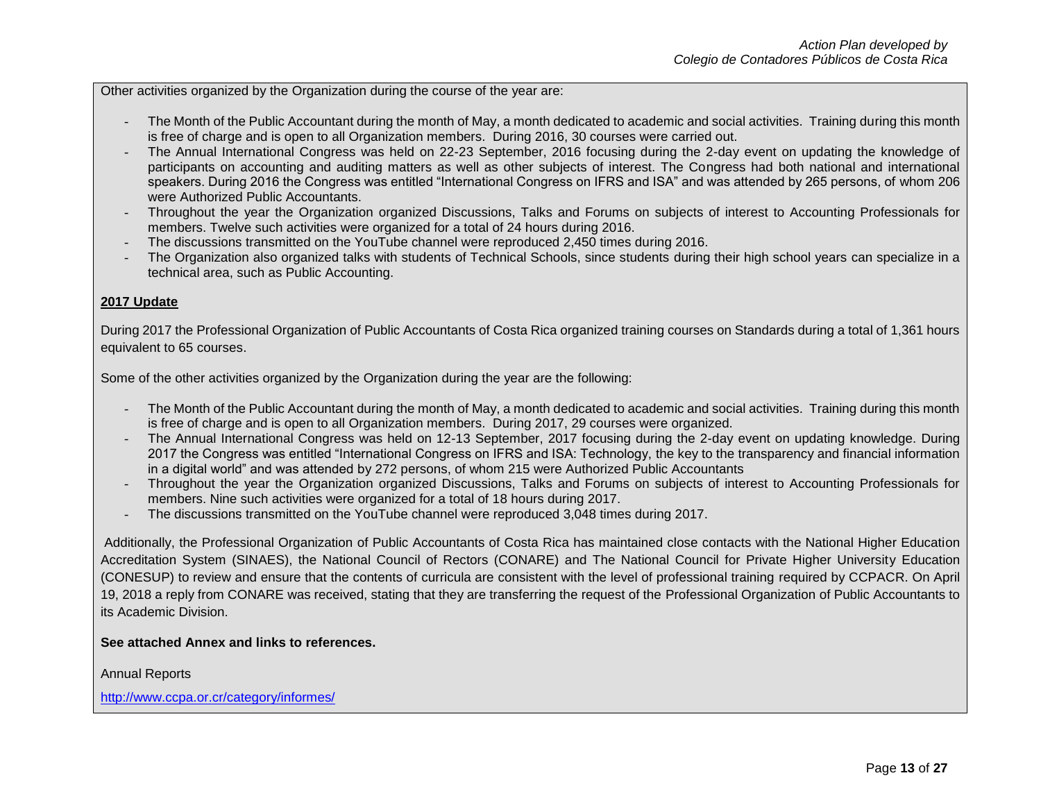Other activities organized by the Organization during the course of the year are:

- The Month of the Public Accountant during the month of May, a month dedicated to academic and social activities. Training during this month is free of charge and is open to all Organization members. During 2016, 30 courses were carried out.
- The Annual International Congress was held on 22-23 September, 2016 focusing during the 2-day event on updating the knowledge of participants on accounting and auditing matters as well as other subjects of interest. The Congress had both national and international speakers. During 2016 the Congress was entitled "International Congress on IFRS and ISA" and was attended by 265 persons, of whom 206 were Authorized Public Accountants.
- Throughout the year the Organization organized Discussions, Talks and Forums on subjects of interest to Accounting Professionals for members. Twelve such activities were organized for a total of 24 hours during 2016.
- The discussions transmitted on the YouTube channel were reproduced 2,450 times during 2016.
- The Organization also organized talks with students of Technical Schools, since students during their high school years can specialize in a technical area, such as Public Accounting.

**2017 Update**

During 2017 the Professional Organization of Public Accountants of Costa Rica organized training courses on Standards during a total of 1,361 hours equivalent to 65 courses.

Some of the other activities organized by the Organization during the year are the following:

- The Month of the Public Accountant during the month of May, a month dedicated to academic and social activities. Training during this month is free of charge and is open to all Organization members. During 2017, 29 courses were organized.
- The Annual International Congress was held on 12-13 September, 2017 focusing during the 2-day event on updating knowledge. During 2017 the Congress was entitled "International Congress on IFRS and ISA: Technology, the key to the transparency and financial information in a digital world" and was attended by 272 persons, of whom 215 were Authorized Public Accountants
- Throughout the year the Organization organized Discussions, Talks and Forums on subjects of interest to Accounting Professionals for members. Nine such activities were organized for a total of 18 hours during 2017.
- The discussions transmitted on the YouTube channel were reproduced 3,048 times during 2017.

Additionally, the Professional Organization of Public Accountants of Costa Rica has maintained close contacts with the National Higher Education Accreditation System (SINAES), the National Council of Rectors (CONARE) and The National Council for Private Higher University Education (CONESUP) to review and ensure that the contents of curricula are consistent with the level of professional training required by CCPACR. On April 19, 2018 a reply from CONARE was received, stating that they are transferring the request of the Professional Organization of Public Accountants to its Academic Division.

**See attached Annex and links to references.**

Annual Reports

http://www.ccpa.or.cr/category/informes/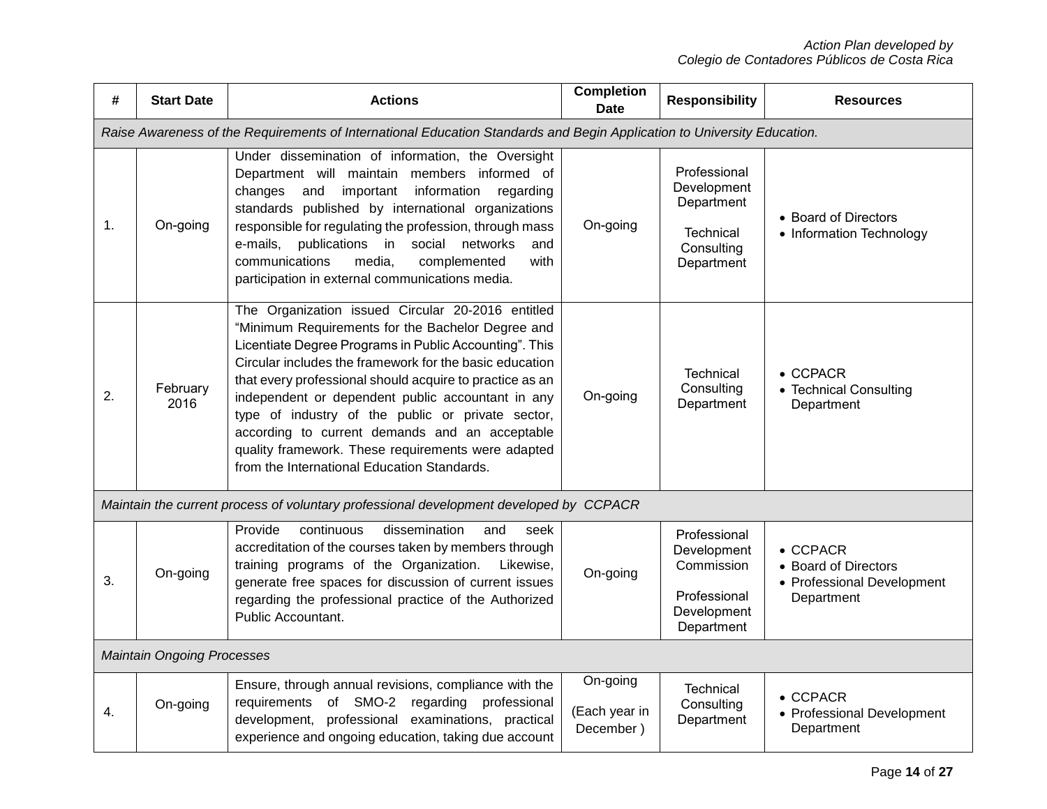| # | Start Date | Actions | Completion Date | Responsibility | Resources |
|---|---|---|---|---|---|
| *Raise Awareness of the Requirements of International Education Standards and Begin Application to University Education.* | | | | | |
| 1. | On-going | Under dissemination of information, the Oversight Department will maintain members informed of changes and important information regarding standards published by international organizations responsible for regulating the profession, through mass e-mails, publications in social networks and communications media, complemented with participation in external communications media. | On-going | Professional Development Department<br><br>Technical Consulting Department | • Board of Directors<br>• Information Technology |
| 2. | February 2016 | The Organization issued Circular 20-2016 entitled "Minimum Requirements for the Bachelor Degree and Licentiate Degree Programs in Public Accounting". This Circular includes the framework for the basic education that every professional should acquire to practice as an independent or dependent public accountant in any type of industry of the public or private sector, according to current demands and an acceptable quality framework. These requirements were adapted from the International Education Standards. | On-going | Technical Consulting Department | • CCPACR<br>• Technical Consulting Department |
| *Maintain the current process of voluntary professional development developed by CCPACR* | | | | | |
| 3. | On-going | Provide continuous dissemination and seek accreditation of the courses taken by members through training programs of the Organization. Likewise, generate free spaces for discussion of current issues regarding the professional practice of the Authorized Public Accountant. | On-going | Professional Development Commission<br><br>Professional Development Department | • CCPACR<br>• Board of Directors<br>• Professional Development Department |
| *Maintain Ongoing Processes* | | | | | |
| 4. | On-going | Ensure, through annual revisions, compliance with the requirements of SMO-2 regarding professional development, professional examinations, practical experience and ongoing education, taking due account | On-going<br><br>(Each year in December ) | Technical Consulting Department | • CCPACR<br>• Professional Development Department |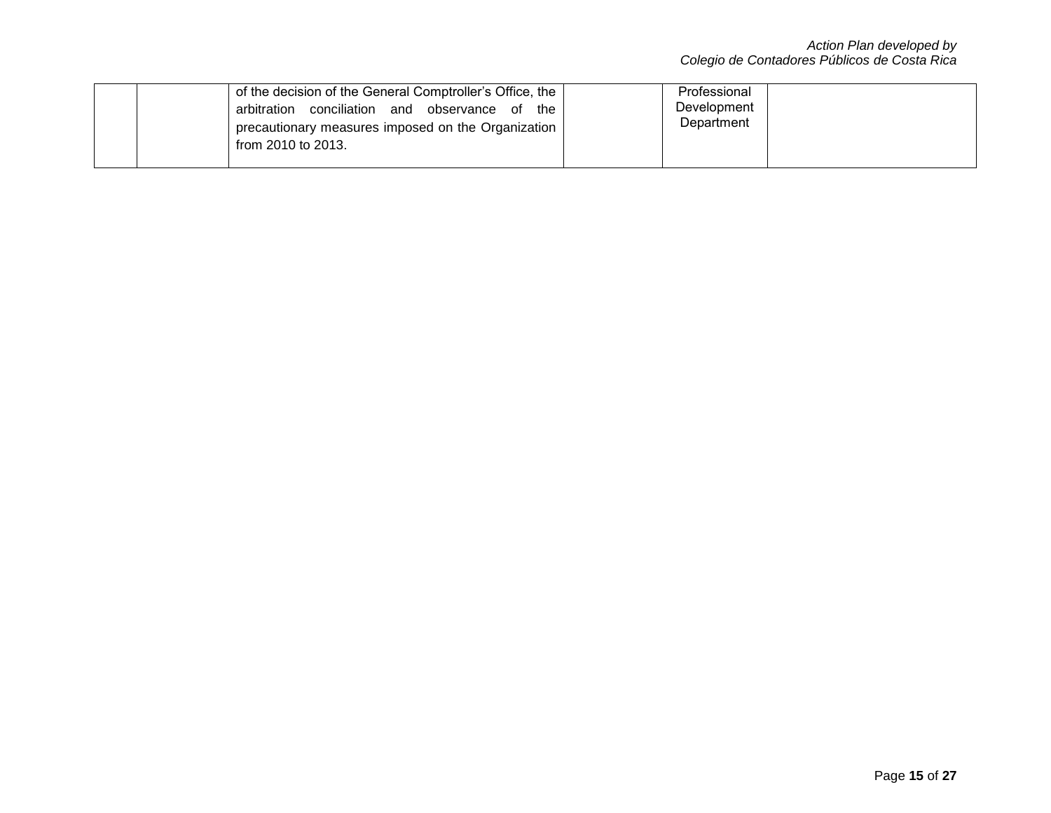|  |  |  |  |  |  |
|---|---|---|---|---|---|
|  |  | of the decision of the General Comptroller's Office, the arbitration conciliation and observance of the precautionary measures imposed on the Organization from 2010 to 2013. |  | Professional Development Department |  |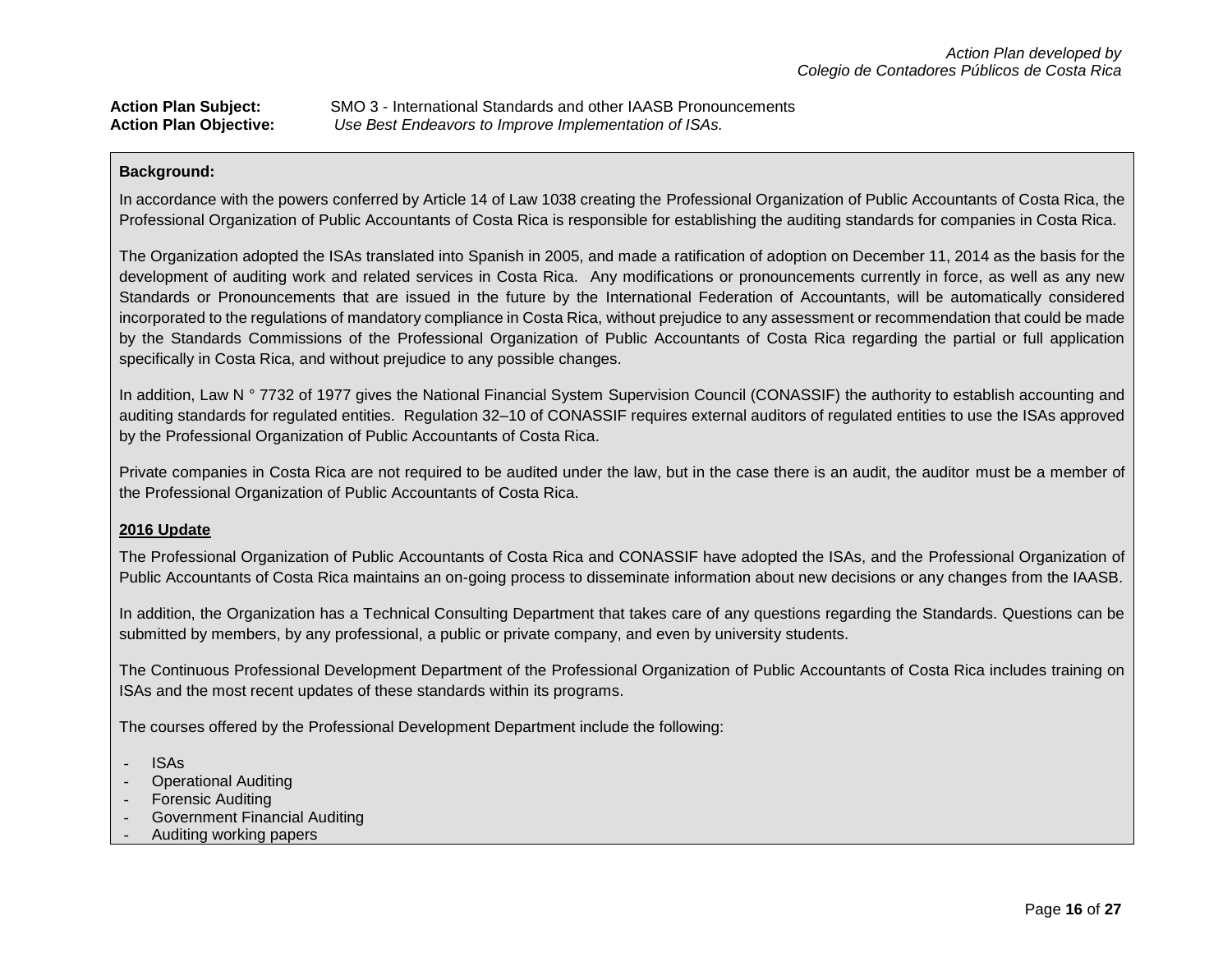**Action Plan Subject:** SMO 3 - International Standards and other IAASB Pronouncements
**Action Plan Objective:** *Use Best Endeavors to Improve Implementation of ISAs.*

**Background:**

In accordance with the powers conferred by Article 14 of Law 1038 creating the Professional Organization of Public Accountants of Costa Rica, the Professional Organization of Public Accountants of Costa Rica is responsible for establishing the auditing standards for companies in Costa Rica.

The Organization adopted the ISAs translated into Spanish in 2005, and made a ratification of adoption on December 11, 2014 as the basis for the development of auditing work and related services in Costa Rica. Any modifications or pronouncements currently in force, as well as any new Standards or Pronouncements that are issued in the future by the International Federation of Accountants, will be automatically considered incorporated to the regulations of mandatory compliance in Costa Rica, without prejudice to any assessment or recommendation that could be made by the Standards Commissions of the Professional Organization of Public Accountants of Costa Rica regarding the partial or full application specifically in Costa Rica, and without prejudice to any possible changes.

In addition, Law N ° 7732 of 1977 gives the National Financial System Supervision Council (CONASSIF) the authority to establish accounting and auditing standards for regulated entities. Regulation 32–10 of CONASSIF requires external auditors of regulated entities to use the ISAs approved by the Professional Organization of Public Accountants of Costa Rica.

Private companies in Costa Rica are not required to be audited under the law, but in the case there is an audit, the auditor must be a member of the Professional Organization of Public Accountants of Costa Rica.

**2016 Update**

The Professional Organization of Public Accountants of Costa Rica and CONASSIF have adopted the ISAs, and the Professional Organization of Public Accountants of Costa Rica maintains an on-going process to disseminate information about new decisions or any changes from the IAASB.

In addition, the Organization has a Technical Consulting Department that takes care of any questions regarding the Standards. Questions can be submitted by members, by any professional, a public or private company, and even by university students.

The Continuous Professional Development Department of the Professional Organization of Public Accountants of Costa Rica includes training on ISAs and the most recent updates of these standards within its programs.

The courses offered by the Professional Development Department include the following:

- ISAs
- Operational Auditing
- Forensic Auditing
- Government Financial Auditing
- Auditing working papers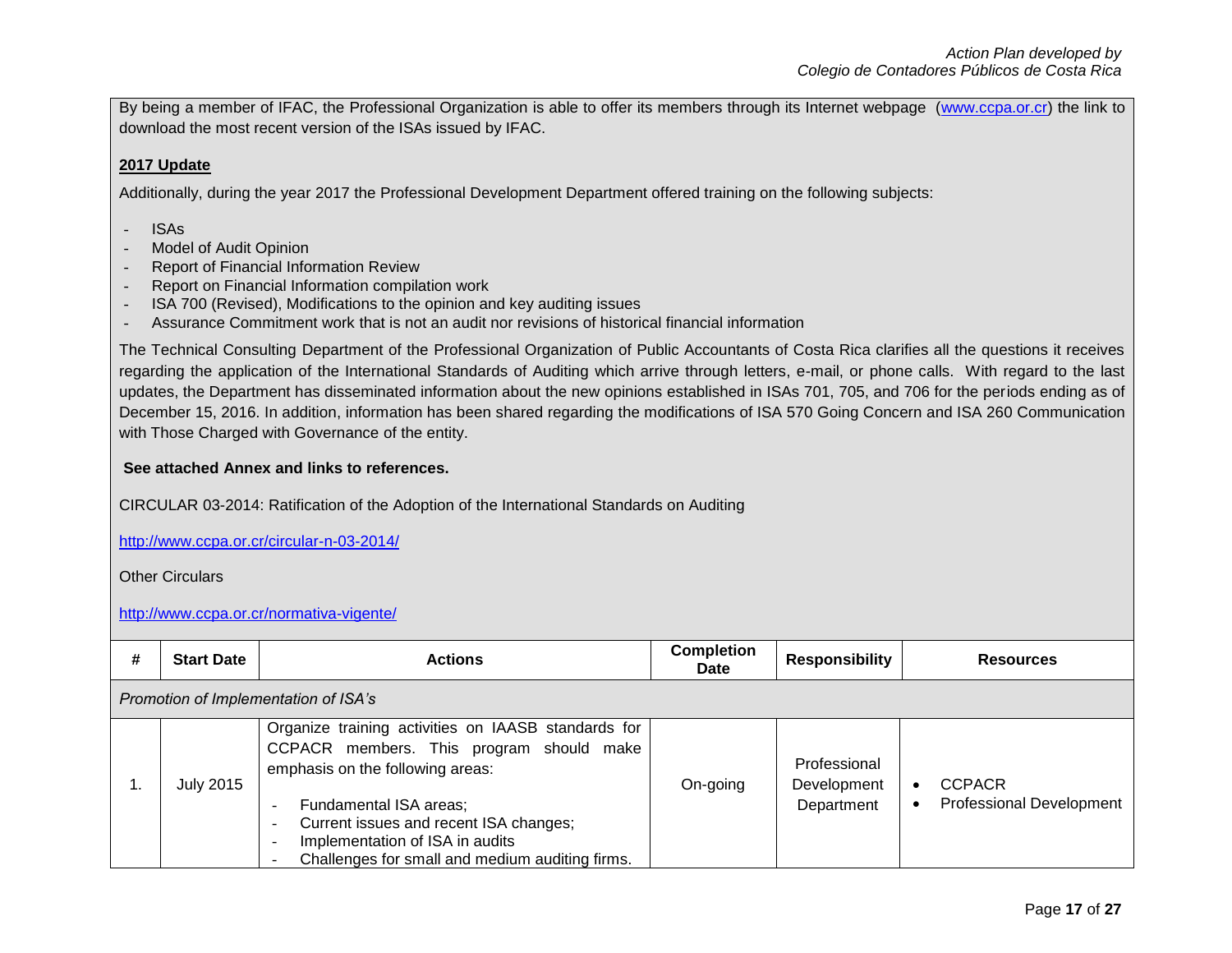By being a member of IFAC, the Professional Organization is able to offer its members through its Internet webpage (www.ccpa.or.cr) the link to download the most recent version of the ISAs issued by IFAC.

**2017 Update**

Additionally, during the year 2017 the Professional Development Department offered training on the following subjects:

- ISAs
- Model of Audit Opinion
- Report of Financial Information Review
- Report on Financial Information compilation work
- ISA 700 (Revised), Modifications to the opinion and key auditing issues
- Assurance Commitment work that is not an audit nor revisions of historical financial information

The Technical Consulting Department of the Professional Organization of Public Accountants of Costa Rica clarifies all the questions it receives regarding the application of the International Standards of Auditing which arrive through letters, e-mail, or phone calls. With regard to the last updates, the Department has disseminated information about the new opinions established in ISAs 701, 705, and 706 for the periods ending as of December 15, 2016. In addition, information has been shared regarding the modifications of ISA 570 Going Concern and ISA 260 Communication with Those Charged with Governance of the entity.

**See attached Annex and links to references.**

CIRCULAR 03-2014: Ratification of the Adoption of the International Standards on Auditing

http://www.ccpa.or.cr/circular-n-03-2014/

Other Circulars

http://www.ccpa.or.cr/normativa-vigente/

| # | Start Date | Actions | Completion Date | Responsibility | Resources |
|---|---|---|---|---|---|
| *Promotion of Implementation of ISA's* | | | | | |
| 1. | July 2015 | Organize training activities on IAASB standards for CCPACR members. This program should make emphasis on the following areas:<br>- Fundamental ISA areas;<br>- Current issues and recent ISA changes;<br>- Implementation of ISA in audits<br>- Challenges for small and medium auditing firms. | On-going | Professional Development Department | • CCPACR<br>• Professional Development |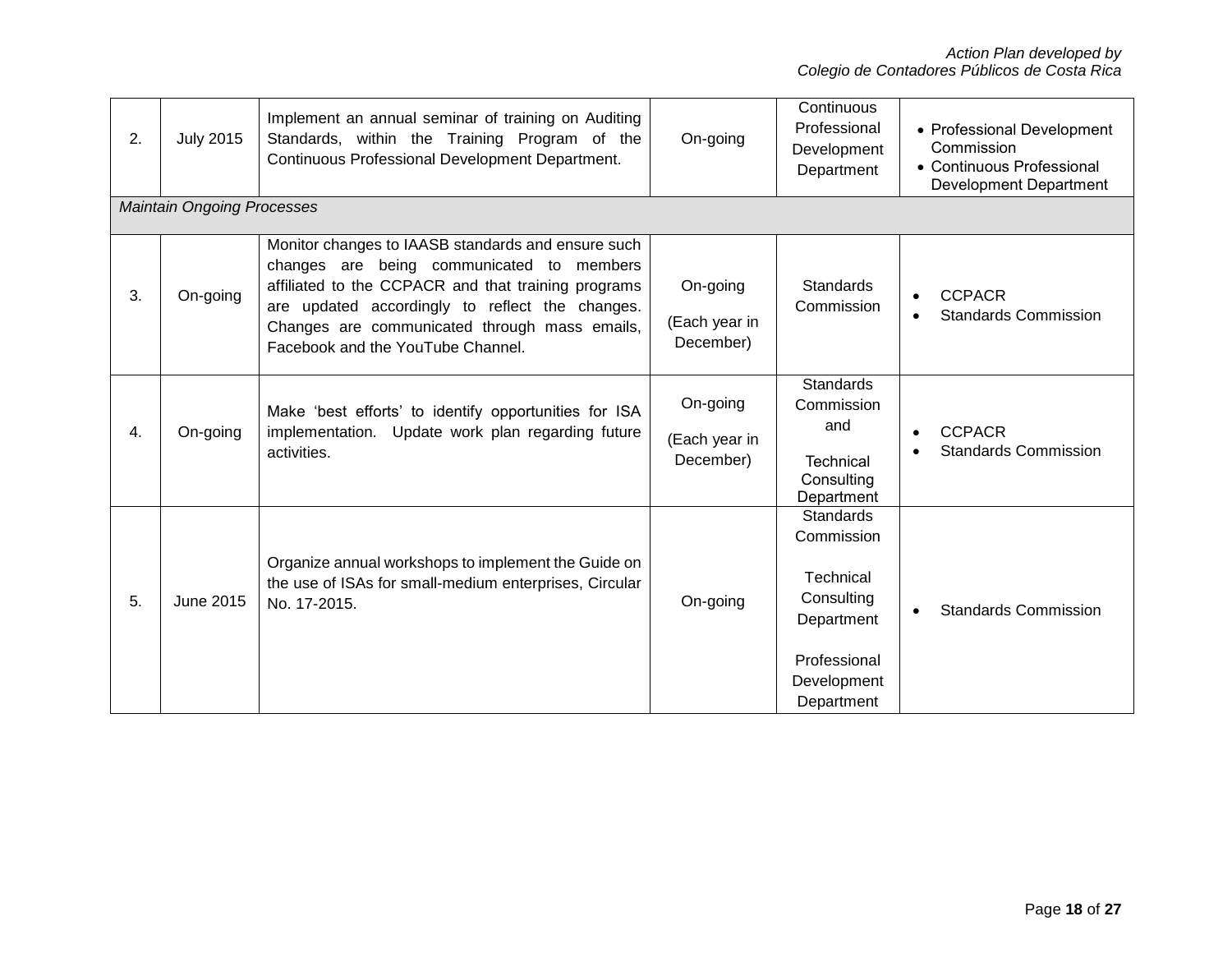| | | | | | |
|---|---|---|---|---|---|
| 2. | July 2015 | Implement an annual seminar of training on Auditing Standards, within the Training Program of the Continuous Professional Development Department. | On-going | Continuous Professional Development Department | • Professional Development Commission<br>• Continuous Professional Development Department |
| *Maintain Ongoing Processes* | | | | | |
| 3. | On-going | Monitor changes to IAASB standards and ensure such changes are being communicated to members affiliated to the CCPACR and that training programs are updated accordingly to reflect the changes. Changes are communicated through mass emails, Facebook and the YouTube Channel. | On-going<br>(Each year in December) | Standards Commission | • CCPACR<br>• Standards Commission |
| 4. | On-going | Make 'best efforts' to identify opportunities for ISA implementation. Update work plan regarding future activities. | On-going<br>(Each year in December) | Standards Commission and<br>Technical Consulting Department | • CCPACR<br>• Standards Commission |
| 5. | June 2015 | Organize annual workshops to implement the Guide on the use of ISAs for small-medium enterprises, Circular No. 17-2015. | On-going | Standards Commission<br>Technical Consulting Department<br>Professional Development Department | • Standards Commission |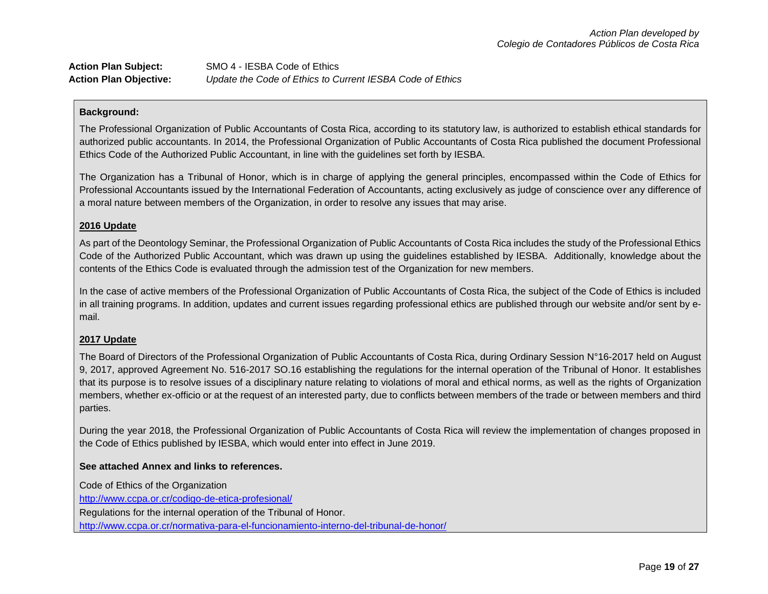**Action Plan Subject:** SMO 4 - IESBA Code of Ethics

**Action Plan Objective:** *Update the Code of Ethics to Current IESBA Code of Ethics*

**Background:**

The Professional Organization of Public Accountants of Costa Rica, according to its statutory law, is authorized to establish ethical standards for authorized public accountants. In 2014, the Professional Organization of Public Accountants of Costa Rica published the document Professional Ethics Code of the Authorized Public Accountant, in line with the guidelines set forth by IESBA.

The Organization has a Tribunal of Honor, which is in charge of applying the general principles, encompassed within the Code of Ethics for Professional Accountants issued by the International Federation of Accountants, acting exclusively as judge of conscience over any difference of a moral nature between members of the Organization, in order to resolve any issues that may arise.

**2016 Update**

As part of the Deontology Seminar, the Professional Organization of Public Accountants of Costa Rica includes the study of the Professional Ethics Code of the Authorized Public Accountant, which was drawn up using the guidelines established by IESBA. Additionally, knowledge about the contents of the Ethics Code is evaluated through the admission test of the Organization for new members.

In the case of active members of the Professional Organization of Public Accountants of Costa Rica, the subject of the Code of Ethics is included in all training programs. In addition, updates and current issues regarding professional ethics are published through our website and/or sent by e-mail.

**2017 Update**

The Board of Directors of the Professional Organization of Public Accountants of Costa Rica, during Ordinary Session N°16-2017 held on August 9, 2017, approved Agreement No. 516-2017 SO.16 establishing the regulations for the internal operation of the Tribunal of Honor. It establishes that its purpose is to resolve issues of a disciplinary nature relating to violations of moral and ethical norms, as well as the rights of Organization members, whether ex-officio or at the request of an interested party, due to conflicts between members of the trade or between members and third parties.

During the year 2018, the Professional Organization of Public Accountants of Costa Rica will review the implementation of changes proposed in the Code of Ethics published by IESBA, which would enter into effect in June 2019.

**See attached Annex and links to references.**

Code of Ethics of the Organization

http://www.ccpa.or.cr/codigo-de-etica-profesional/

Regulations for the internal operation of the Tribunal of Honor.

http://www.ccpa.or.cr/normativa-para-el-funcionamiento-interno-del-tribunal-de-honor/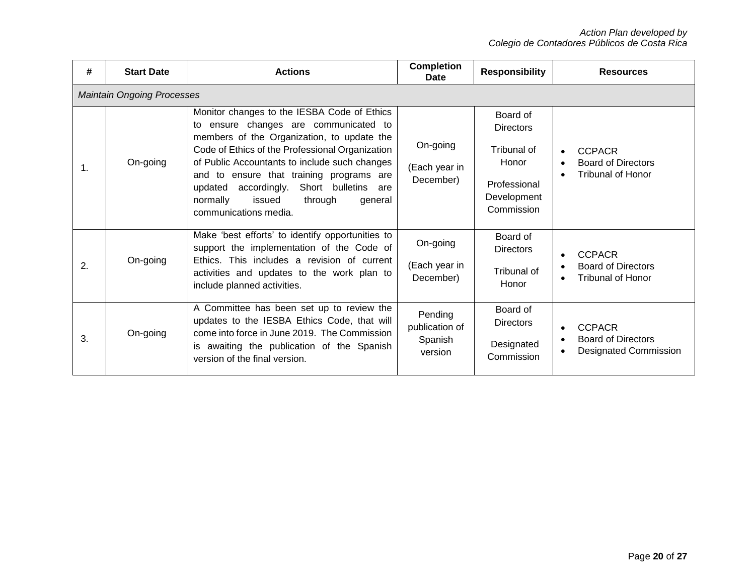| # | Start Date | Actions | Completion Date | Responsibility | Resources |
|---|---|---|---|---|---|
| *Maintain Ongoing Processes* | | | | | |
| 1. | On-going | Monitor changes to the IESBA Code of Ethics to ensure changes are communicated to members of the Organization, to update the Code of Ethics of the Professional Organization of Public Accountants to include such changes and to ensure that training programs are updated accordingly. Short bulletins are normally issued through general communications media. | On-going (Each year in December) | Board of Directors<br>Tribunal of Honor<br>Professional Development Commission | • CCPACR<br>• Board of Directors<br>• Tribunal of Honor |
| 2. | On-going | Make 'best efforts' to identify opportunities to support the implementation of the Code of Ethics. This includes a revision of current activities and updates to the work plan to include planned activities. | On-going (Each year in December) | Board of Directors<br>Tribunal of Honor | • CCPACR<br>• Board of Directors<br>• Tribunal of Honor |
| 3. | On-going | A Committee has been set up to review the updates to the IESBA Ethics Code, that will come into force in June 2019. The Commission is awaiting the publication of the Spanish version of the final version. | Pending publication of Spanish version | Board of Directors<br>Designated Commission | • CCPACR<br>• Board of Directors<br>• Designated Commission |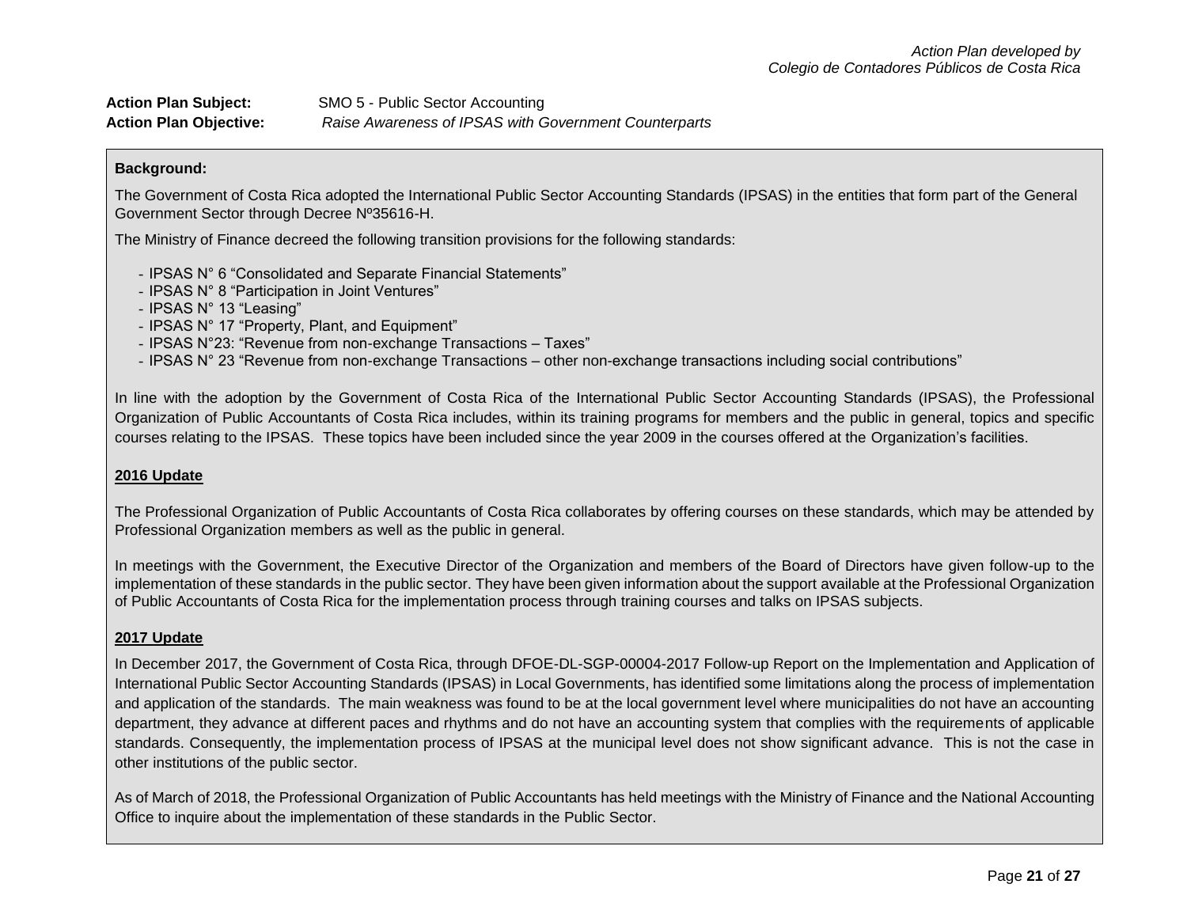*Action Plan developed by*
*Colegio de Contadores Públicos de Costa Rica*

**Action Plan Subject:** SMO 5 - Public Sector Accounting
**Action Plan Objective:** *Raise Awareness of IPSAS with Government Counterparts*

**Background:**

The Government of Costa Rica adopted the International Public Sector Accounting Standards (IPSAS) in the entities that form part of the General Government Sector through Decree Nº35616-H.

The Ministry of Finance decreed the following transition provisions for the following standards:

- IPSAS N° 6 "Consolidated and Separate Financial Statements"
- IPSAS N° 8 "Participation in Joint Ventures"
- IPSAS N° 13 "Leasing"
- IPSAS N° 17 "Property, Plant, and Equipment"
- IPSAS N°23: "Revenue from non-exchange Transactions – Taxes"
- IPSAS N° 23 "Revenue from non-exchange Transactions – other non-exchange transactions including social contributions"

In line with the adoption by the Government of Costa Rica of the International Public Sector Accounting Standards (IPSAS), the Professional Organization of Public Accountants of Costa Rica includes, within its training programs for members and the public in general, topics and specific courses relating to the IPSAS. These topics have been included since the year 2009 in the courses offered at the Organization's facilities.

**2016 Update**

The Professional Organization of Public Accountants of Costa Rica collaborates by offering courses on these standards, which may be attended by Professional Organization members as well as the public in general.

In meetings with the Government, the Executive Director of the Organization and members of the Board of Directors have given follow-up to the implementation of these standards in the public sector. They have been given information about the support available at the Professional Organization of Public Accountants of Costa Rica for the implementation process through training courses and talks on IPSAS subjects.

**2017 Update**

In December 2017, the Government of Costa Rica, through DFOE-DL-SGP-00004-2017 Follow-up Report on the Implementation and Application of International Public Sector Accounting Standards (IPSAS) in Local Governments, has identified some limitations along the process of implementation and application of the standards. The main weakness was found to be at the local government level where municipalities do not have an accounting department, they advance at different paces and rhythms and do not have an accounting system that complies with the requirements of applicable standards. Consequently, the implementation process of IPSAS at the municipal level does not show significant advance. This is not the case in other institutions of the public sector.

As of March of 2018, the Professional Organization of Public Accountants has held meetings with the Ministry of Finance and the National Accounting Office to inquire about the implementation of these standards in the Public Sector.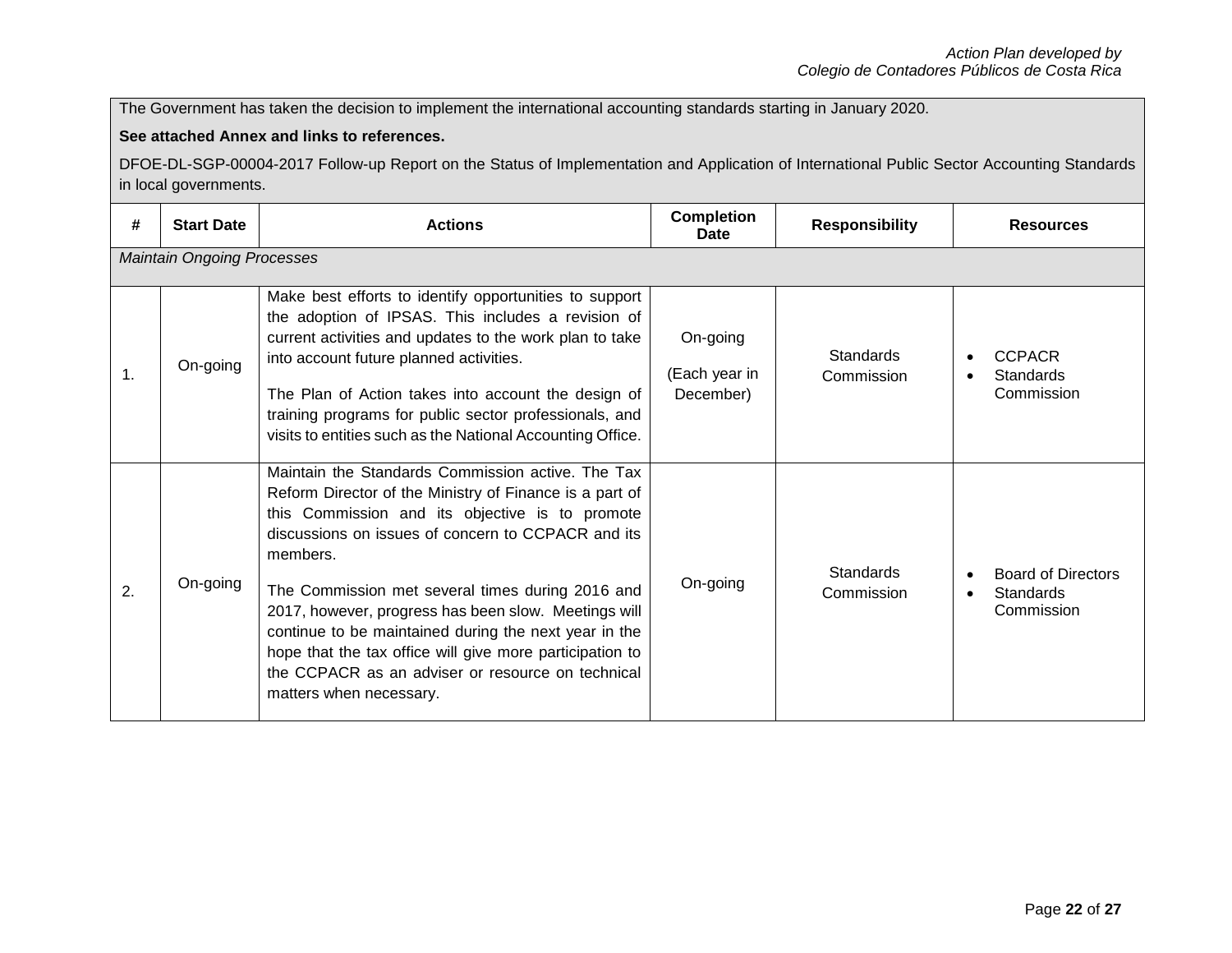The Government has taken the decision to implement the international accounting standards starting in January 2020.

**See attached Annex and links to references.**

DFOE-DL-SGP-00004-2017 Follow-up Report on the Status of Implementation and Application of International Public Sector Accounting Standards in local governments.

| # | Start Date | Actions | Completion Date | Responsibility | Resources |
|---|---|---|---|---|---|
| *Maintain Ongoing Processes* | | | | | |
| 1. | On-going | Make best efforts to identify opportunities to support the adoption of IPSAS. This includes a revision of current activities and updates to the work plan to take into account future planned activities.<br><br>The Plan of Action takes into account the design of training programs for public sector professionals, and visits to entities such as the National Accounting Office. | On-going<br><br>(Each year in December) | Standards Commission | • CCPACR<br>• Standards Commission |
| 2. | On-going | Maintain the Standards Commission active. The Tax Reform Director of the Ministry of Finance is a part of this Commission and its objective is to promote discussions on issues of concern to CCPACR and its members.<br><br>The Commission met several times during 2016 and 2017, however, progress has been slow. Meetings will continue to be maintained during the next year in the hope that the tax office will give more participation to the CCPACR as an adviser or resource on technical matters when necessary. | On-going | Standards Commission | • Board of Directors<br>• Standards Commission |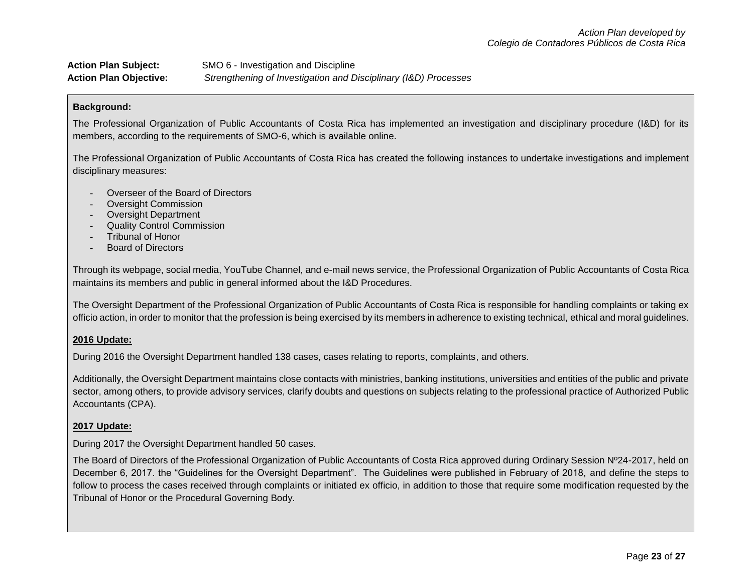**Action Plan Subject:** SMO 6 - Investigation and Discipline
**Action Plan Objective:** *Strengthening of Investigation and Disciplinary (I&D) Processes*

**Background:**

The Professional Organization of Public Accountants of Costa Rica has implemented an investigation and disciplinary procedure (I&D) for its members, according to the requirements of SMO-6, which is available online.

The Professional Organization of Public Accountants of Costa Rica has created the following instances to undertake investigations and implement disciplinary measures:

- Overseer of the Board of Directors
- Oversight Commission
- Oversight Department
- Quality Control Commission
- Tribunal of Honor
- Board of Directors

Through its webpage, social media, YouTube Channel, and e-mail news service, the Professional Organization of Public Accountants of Costa Rica maintains its members and public in general informed about the I&D Procedures.

The Oversight Department of the Professional Organization of Public Accountants of Costa Rica is responsible for handling complaints or taking ex officio action, in order to monitor that the profession is being exercised by its members in adherence to existing technical, ethical and moral guidelines.

**2016 Update:**

During 2016 the Oversight Department handled 138 cases, cases relating to reports, complaints, and others.

Additionally, the Oversight Department maintains close contacts with ministries, banking institutions, universities and entities of the public and private sector, among others, to provide advisory services, clarify doubts and questions on subjects relating to the professional practice of Authorized Public Accountants (CPA).

**2017 Update:**

During 2017 the Oversight Department handled 50 cases.

The Board of Directors of the Professional Organization of Public Accountants of Costa Rica approved during Ordinary Session Nº24-2017, held on December 6, 2017. the "Guidelines for the Oversight Department". The Guidelines were published in February of 2018, and define the steps to follow to process the cases received through complaints or initiated ex officio, in addition to those that require some modification requested by the Tribunal of Honor or the Procedural Governing Body.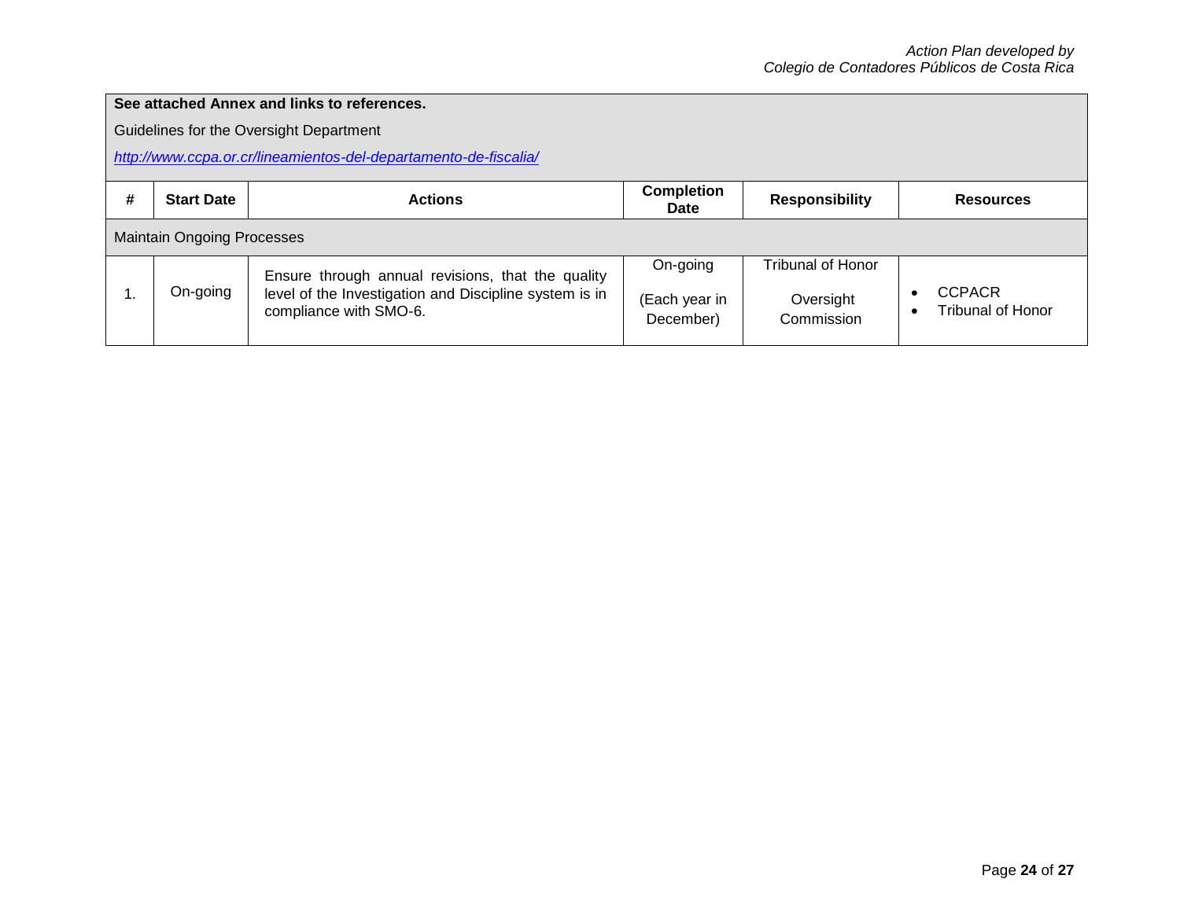**See attached Annex and links to references.**

Guidelines for the Oversight Department

*http://www.ccpa.or.cr/lineamientos-del-departamento-de-fiscalia/*

| # | Start Date | Actions | Completion Date | Responsibility | Resources |
|---|---|---|---|---|---|
| Maintain Ongoing Processes | | | | | |
| 1. | On-going | Ensure through annual revisions, that the quality level of the Investigation and Discipline system is in compliance with SMO-6. | On-going (Each year in December) | Tribunal of Honor<br>Oversight Commission | • CCPACR<br>• Tribunal of Honor |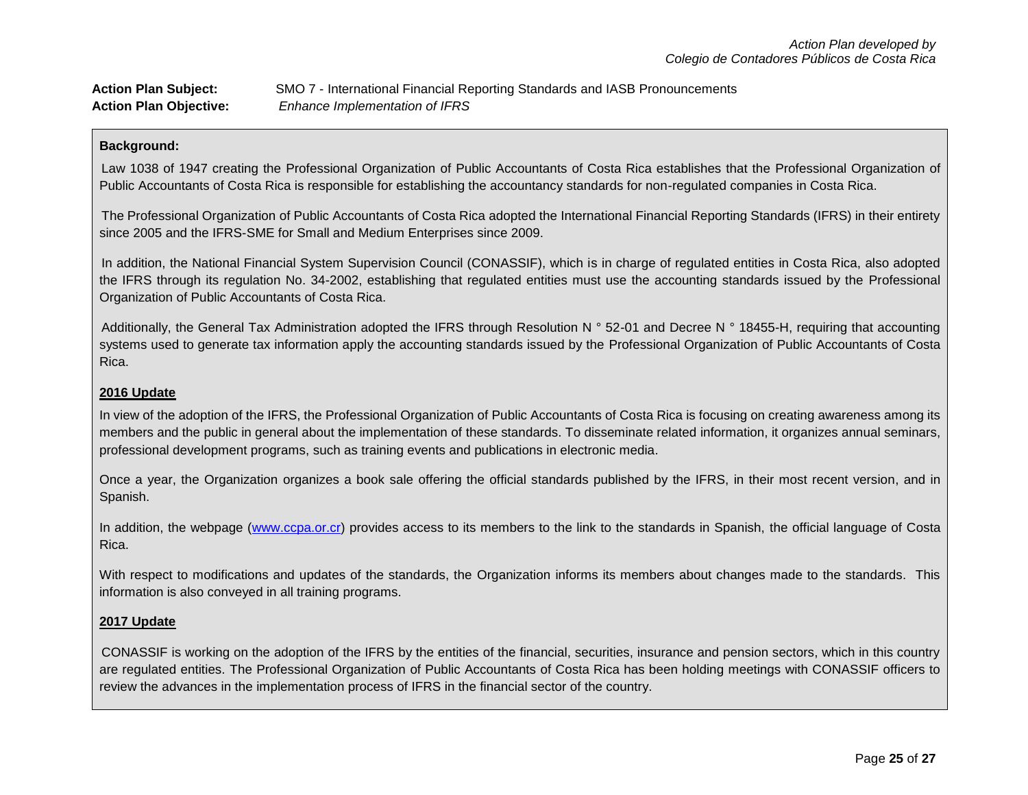**Action Plan Subject:** SMO 7 - International Financial Reporting Standards and IASB Pronouncements

**Action Plan Objective:** *Enhance Implementation of IFRS*

**Background:**

Law 1038 of 1947 creating the Professional Organization of Public Accountants of Costa Rica establishes that the Professional Organization of Public Accountants of Costa Rica is responsible for establishing the accountancy standards for non-regulated companies in Costa Rica.

The Professional Organization of Public Accountants of Costa Rica adopted the International Financial Reporting Standards (IFRS) in their entirety since 2005 and the IFRS-SME for Small and Medium Enterprises since 2009.

In addition, the National Financial System Supervision Council (CONASSIF), which is in charge of regulated entities in Costa Rica, also adopted the IFRS through its regulation No. 34-2002, establishing that regulated entities must use the accounting standards issued by the Professional Organization of Public Accountants of Costa Rica.

Additionally, the General Tax Administration adopted the IFRS through Resolution N ° 52-01 and Decree N ° 18455-H, requiring that accounting systems used to generate tax information apply the accounting standards issued by the Professional Organization of Public Accountants of Costa Rica.

**2016 Update**

In view of the adoption of the IFRS, the Professional Organization of Public Accountants of Costa Rica is focusing on creating awareness among its members and the public in general about the implementation of these standards. To disseminate related information, it organizes annual seminars, professional development programs, such as training events and publications in electronic media.

Once a year, the Organization organizes a book sale offering the official standards published by the IFRS, in their most recent version, and in Spanish.

In addition, the webpage (www.ccpa.or.cr) provides access to its members to the link to the standards in Spanish, the official language of Costa Rica.

With respect to modifications and updates of the standards, the Organization informs its members about changes made to the standards. This information is also conveyed in all training programs.

**2017 Update**

CONASSIF is working on the adoption of the IFRS by the entities of the financial, securities, insurance and pension sectors, which in this country are regulated entities. The Professional Organization of Public Accountants of Costa Rica has been holding meetings with CONASSIF officers to review the advances in the implementation process of IFRS in the financial sector of the country.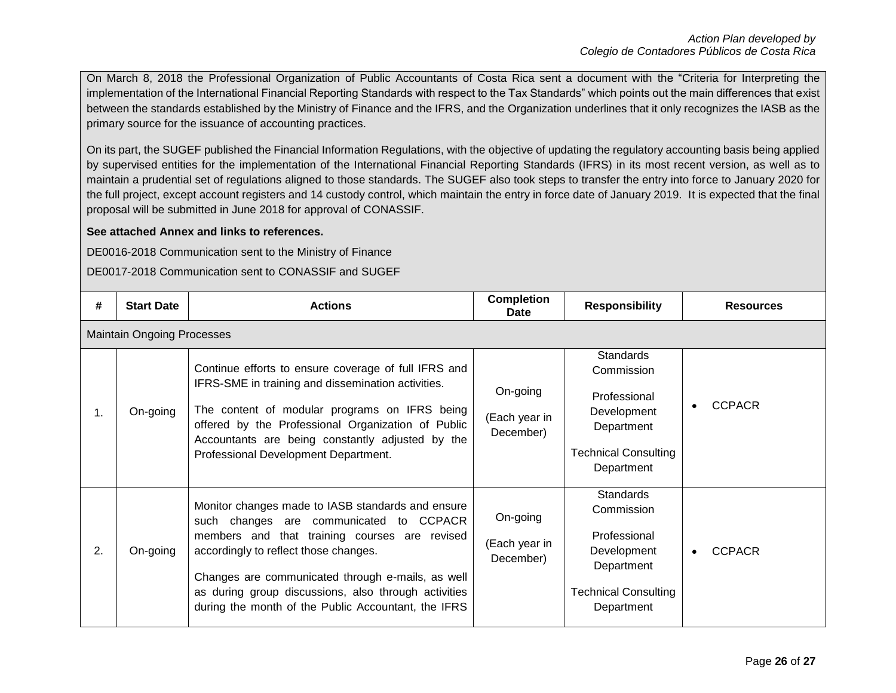On March 8, 2018 the Professional Organization of Public Accountants of Costa Rica sent a document with the "Criteria for Interpreting the implementation of the International Financial Reporting Standards with respect to the Tax Standards" which points out the main differences that exist between the standards established by the Ministry of Finance and the IFRS, and the Organization underlines that it only recognizes the IASB as the primary source for the issuance of accounting practices.

On its part, the SUGEF published the Financial Information Regulations, with the objective of updating the regulatory accounting basis being applied by supervised entities for the implementation of the International Financial Reporting Standards (IFRS) in its most recent version, as well as to maintain a prudential set of regulations aligned to those standards. The SUGEF also took steps to transfer the entry into force to January 2020 for the full project, except account registers and 14 custody control, which maintain the entry in force date of January 2019. It is expected that the final proposal will be submitted in June 2018 for approval of CONASSIF.

**See attached Annex and links to references.**

DE0016-2018 Communication sent to the Ministry of Finance

DE0017-2018 Communication sent to CONASSIF and SUGEF

| # | Start Date | Actions | Completion Date | Responsibility | Resources |
|---|---|---|---|---|---|
| Maintain Ongoing Processes | | | | | |
| 1. | On-going | Continue efforts to ensure coverage of full IFRS and IFRS-SME in training and dissemination activities.<br><br>The content of modular programs on IFRS being offered by the Professional Organization of Public Accountants are being constantly adjusted by the Professional Development Department. | On-going<br><br>(Each year in December) | Standards Commission<br><br>Professional Development Department<br><br>Technical Consulting Department | • CCPACR |
| 2. | On-going | Monitor changes made to IASB standards and ensure such changes are communicated to CCPACR members and that training courses are revised accordingly to reflect those changes.<br><br>Changes are communicated through e-mails, as well as during group discussions, also through activities during the month of the Public Accountant, the IFRS | On-going<br><br>(Each year in December) | Standards Commission<br><br>Professional Development Department<br><br>Technical Consulting Department | • CCPACR |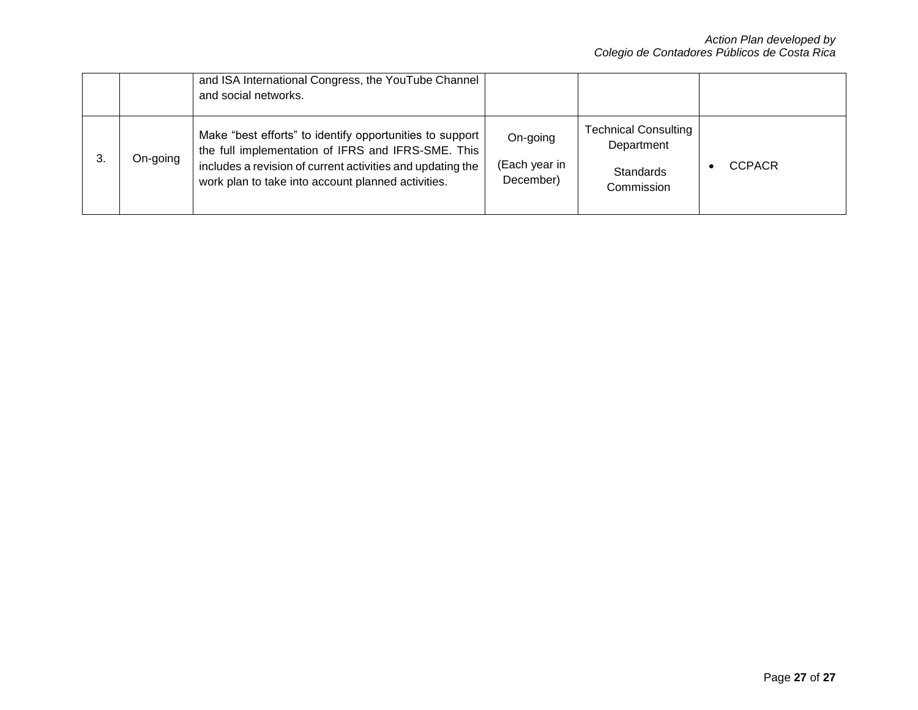| | | | | | |
|---|---|---|---|---|---|
| | | and ISA International Congress, the YouTube Channel and social networks. | | | |
| 3. | On-going | Make “best efforts” to identify opportunities to support the full implementation of IFRS and IFRS-SME. This includes a revision of current activities and updating the work plan to take into account planned activities. | On-going (Each year in December) | Technical Consulting Department<br><br>Standards Commission | • CCPACR |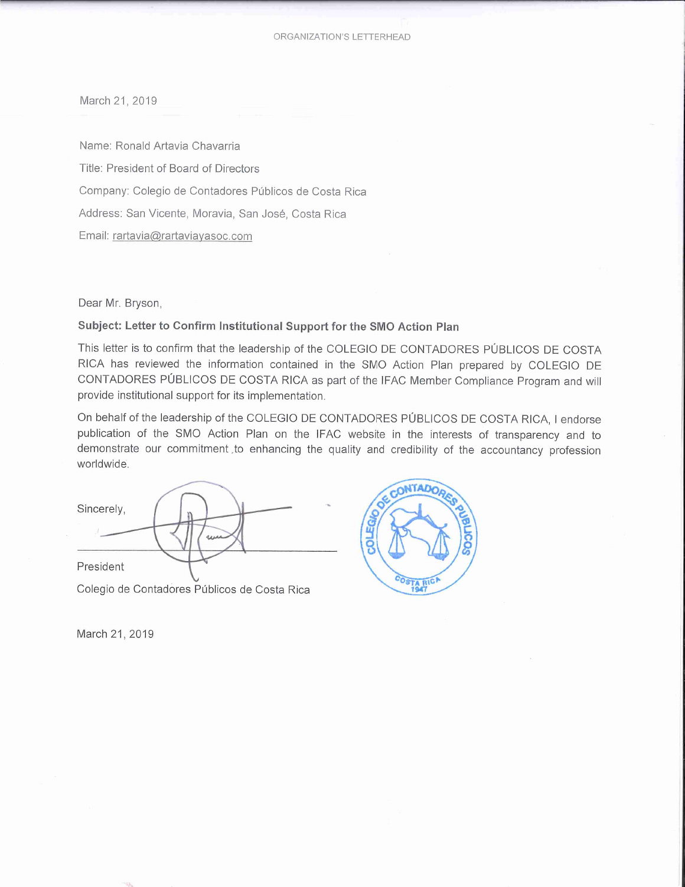ORGANIZATION'S LETTERHEAD

March 21, 2019

Name: Ronald Artavia Chavarria

Title: President of Board of Directors

Company: Colegio de Contadores Públicos de Costa Rica

Address: San Vicente, Moravia, San José, Costa Rica

Email: rartavia@rartaviayasoc.com

Dear Mr. Bryson,

**Subject: Letter to Confirm Institutional Support for the SMO Action Plan**

This letter is to confirm that the leadership of the COLEGIO DE CONTADORES PÚBLICOS DE COSTA RICA has reviewed the information contained in the SMO Action Plan prepared by COLEGIO DE CONTADORES PÚBLICOS DE COSTA RICA as part of the IFAC Member Compliance Program and will provide institutional support for its implementation.

On behalf of the leadership of the COLEGIO DE CONTADORES PÚBLICOS DE COSTA RICA, I endorse publication of the SMO Action Plan on the IFAC website in the interests of transparency and to demonstrate our commitment to enhancing the quality and credibility of the accountancy profession worldwide.

Sincerely,

President

Colegio de Contadores Públicos de Costa Rica

COLEGIO DE CONTADORES PUBLICOS COSTA RICA 1947

March 21, 2019